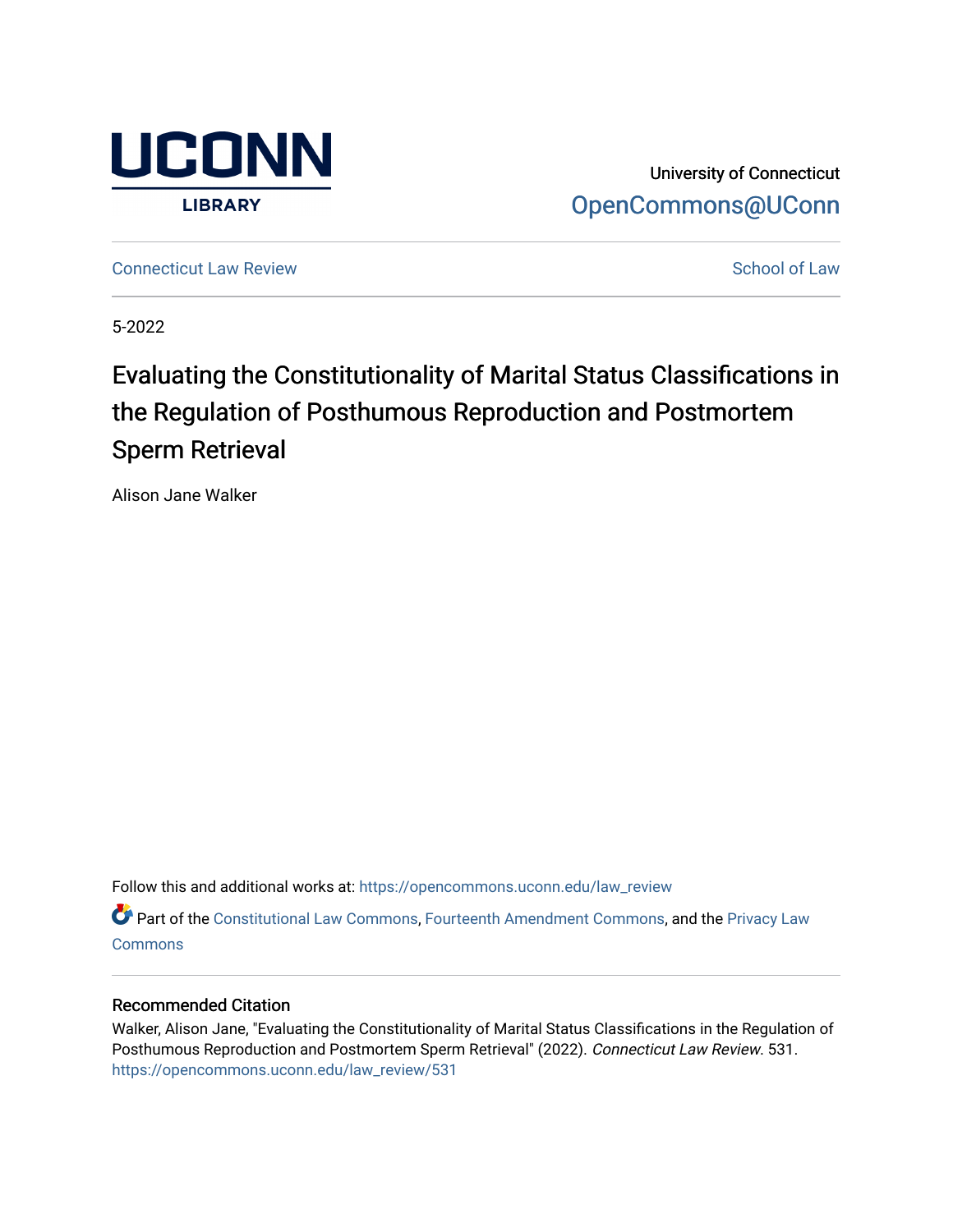UCONN

LIBRARY

University of Connecticut
OpenCommons@UConn

Connecticut Law Review

School of Law

5-2022

# Evaluating the Constitutionality of Marital Status Classifications in the Regulation of Posthumous Reproduction and Postmortem Sperm Retrieval

Alison Jane Walker

Follow this and additional works at: https://opencommons.uconn.edu/law_review

Part of the Constitutional Law Commons, Fourteenth Amendment Commons, and the Privacy Law Commons

### Recommended Citation

Walker, Alison Jane, "Evaluating the Constitutionality of Marital Status Classifications in the Regulation of Posthumous Reproduction and Postmortem Sperm Retrieval" (2022). *Connecticut Law Review*. 531.
https://opencommons.uconn.edu/law_review/531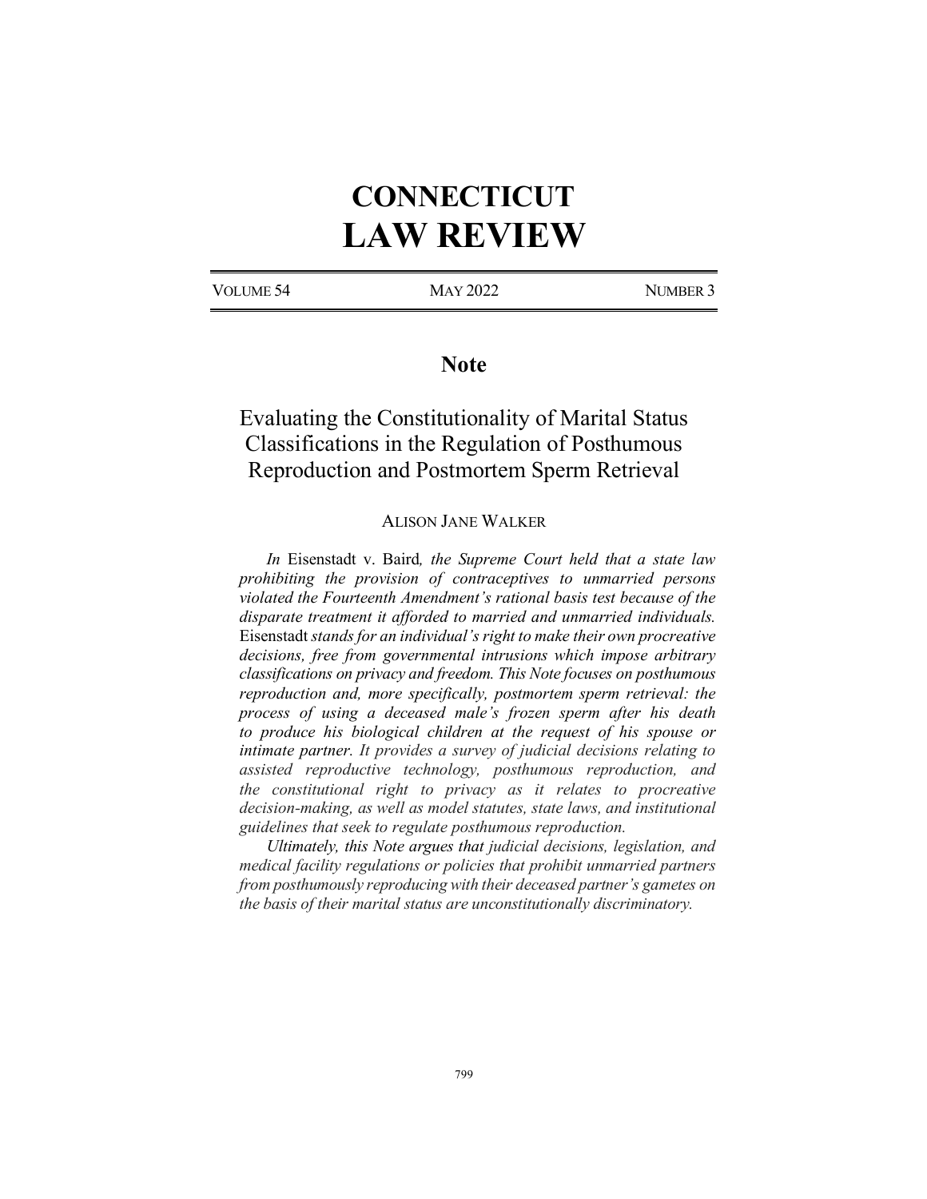# CONNECTICUT LAW REVIEW

VOLUME 54 | MAY 2022 | NUMBER 3

## Note

# Evaluating the Constitutionality of Marital Status Classifications in the Regulation of Posthumous Reproduction and Postmortem Sperm Retrieval

ALISON JANE WALKER

*In* Eisenstadt v. Baird*, the Supreme Court held that a state law prohibiting the provision of contraceptives to unmarried persons violated the Fourteenth Amendment's rational basis test because of the disparate treatment it afforded to married and unmarried individuals.* Eisenstadt *stands for an individual's right to make their own procreative decisions, free from governmental intrusions which impose arbitrary classifications on privacy and freedom. This Note focuses on posthumous reproduction and, more specifically, postmortem sperm retrieval: the process of using a deceased male's frozen sperm after his death to produce his biological children at the request of his spouse or intimate partner. It provides a survey of judicial decisions relating to assisted reproductive technology, posthumous reproduction, and the constitutional right to privacy as it relates to procreative decision-making, as well as model statutes, state laws, and institutional guidelines that seek to regulate posthumous reproduction.*

*Ultimately, this Note argues that judicial decisions, legislation, and medical facility regulations or policies that prohibit unmarried partners from posthumously reproducing with their deceased partner's gametes on the basis of their marital status are unconstitutionally discriminatory.*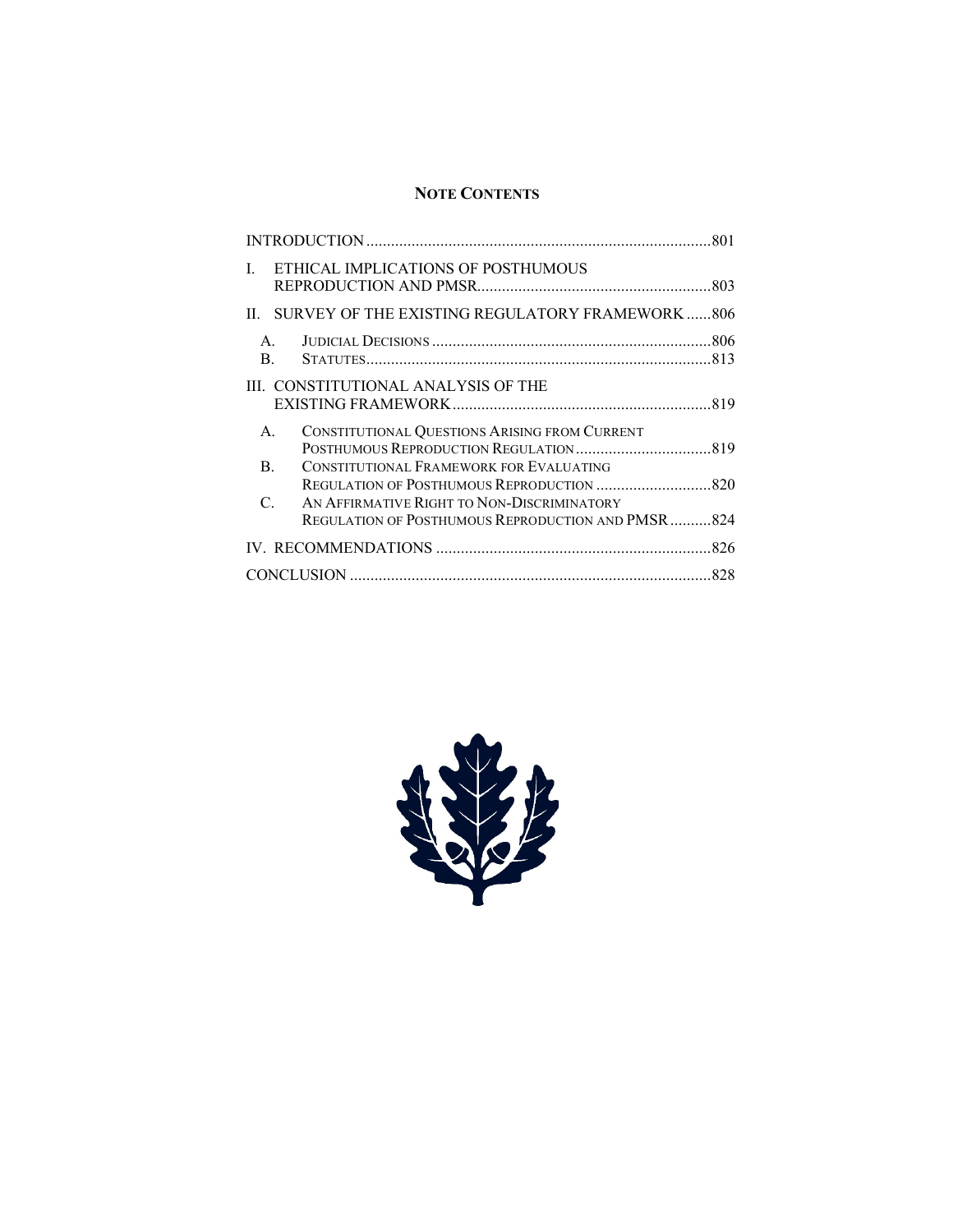**NOTE CONTENTS**

INTRODUCTION .......................................................................................801

I. ETHICAL IMPLICATIONS OF POSTHUMOUS REPRODUCTION AND PMSR..........................................................803

II. SURVEY OF THE EXISTING REGULATORY FRAMEWORK ......806

- A. JUDICIAL DECISIONS ....................................................................806
- B. STATUTES......................................................................................813

III. CONSTITUTIONAL ANALYSIS OF THE EXISTING FRAMEWORK..............................................................819

- A. CONSTITUTIONAL QUESTIONS ARISING FROM CURRENT POSTHUMOUS REPRODUCTION REGULATION.................................819
- B. CONSTITUTIONAL FRAMEWORK FOR EVALUATING REGULATION OF POSTHUMOUS REPRODUCTION ............................820
- C. AN AFFIRMATIVE RIGHT TO NON-DISCRIMINATORY REGULATION OF POSTHUMOUS REPRODUCTION AND PMSR ..........824

IV. RECOMMENDATIONS ...................................................................826

CONCLUSION .........................................................................................828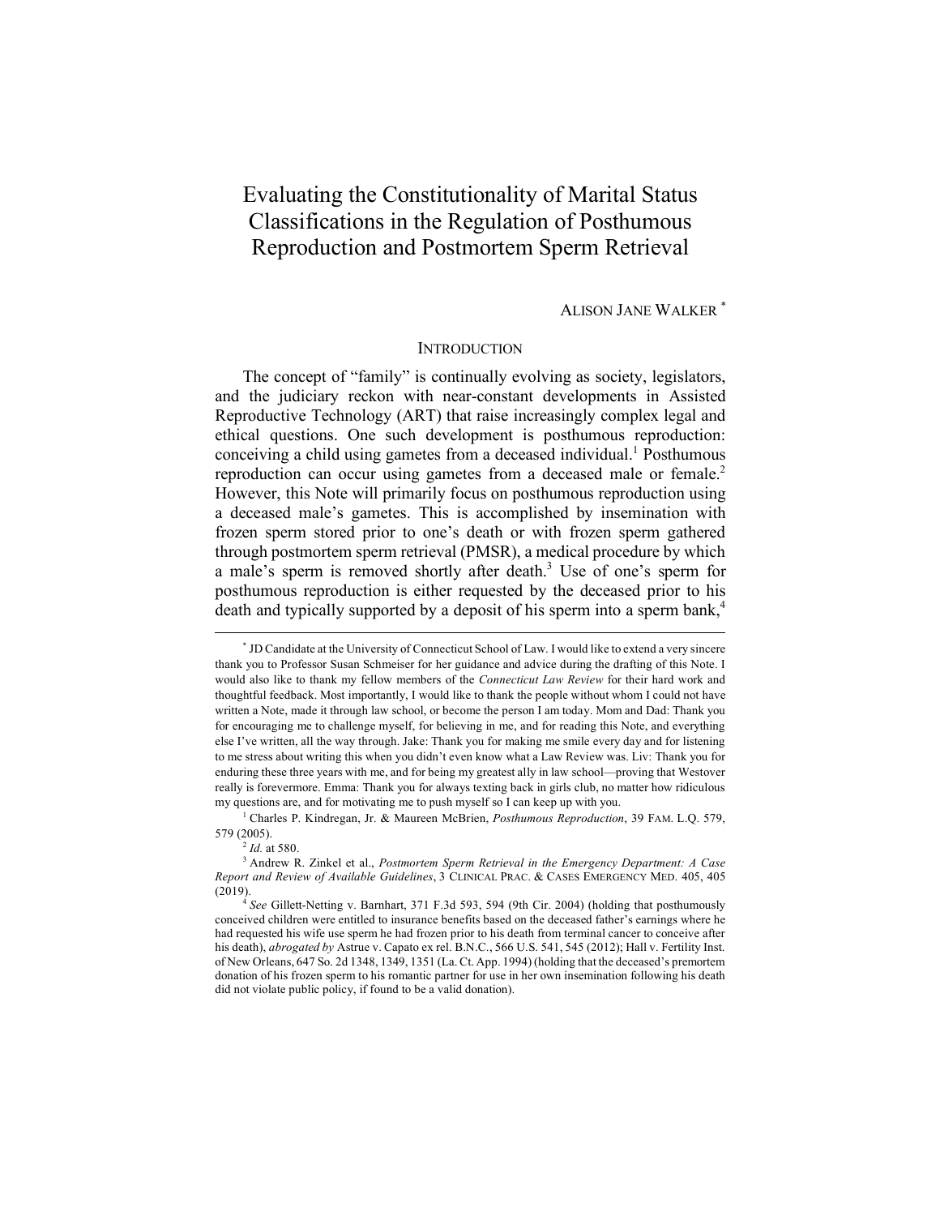# Evaluating the Constitutionality of Marital Status Classifications in the Regulation of Posthumous Reproduction and Postmortem Sperm Retrieval

ALISON JANE WALKER [*]

## INTRODUCTION

The concept of "family" is continually evolving as society, legislators, and the judiciary reckon with near-constant developments in Assisted Reproductive Technology (ART) that raise increasingly complex legal and ethical questions. One such development is posthumous reproduction: conceiving a child using gametes from a deceased individual.[1] Posthumous reproduction can occur using gametes from a deceased male or female.[2] However, this Note will primarily focus on posthumous reproduction using a deceased male's gametes. This is accomplished by insemination with frozen sperm stored prior to one's death or with frozen sperm gathered through postmortem sperm retrieval (PMSR), a medical procedure by which a male's sperm is removed shortly after death.[3] Use of one's sperm for posthumous reproduction is either requested by the deceased prior to his death and typically supported by a deposit of his sperm into a sperm bank,[4]

---

[*] JD Candidate at the University of Connecticut School of Law. I would like to extend a very sincere thank you to Professor Susan Schmeiser for her guidance and advice during the drafting of this Note. I would also like to thank my fellow members of the *Connecticut Law Review* for their hard work and thoughtful feedback. Most importantly, I would like to thank the people without whom I could not have written a Note, made it through law school, or become the person I am today. Mom and Dad: Thank you for encouraging me to challenge myself, for believing in me, and for reading this Note, and everything else I've written, all the way through. Jake: Thank you for making me smile every day and for listening to me stress about writing this when you didn't even know what a Law Review was. Liv: Thank you for enduring these three years with me, and for being my greatest ally in law school—proving that Westover really is forevermore. Emma: Thank you for always texting back in girls club, no matter how ridiculous my questions are, and for motivating me to push myself so I can keep up with you.

[1] Charles P. Kindregan, Jr. & Maureen McBrien, *Posthumous Reproduction*, 39 FAM. L.Q. 579, 579 (2005).

[2] *Id.* at 580.

[3] Andrew R. Zinkel et al., *Postmortem Sperm Retrieval in the Emergency Department: A Case Report and Review of Available Guidelines*, 3 CLINICAL PRAC. & CASES EMERGENCY MED. 405, 405 (2019).

[4] *See* Gillett-Netting v. Barnhart, 371 F.3d 593, 594 (9th Cir. 2004) (holding that posthumously conceived children were entitled to insurance benefits based on the deceased father's earnings where he had requested his wife use sperm he had frozen prior to his death from terminal cancer to conceive after his death), *abrogated by* Astrue v. Capato ex rel. B.N.C., 566 U.S. 541, 545 (2012); Hall v. Fertility Inst. of New Orleans, 647 So. 2d 1348, 1349, 1351 (La. Ct. App. 1994) (holding that the deceased's premortem donation of his frozen sperm to his romantic partner for use in her own insemination following his death did not violate public policy, if found to be a valid donation).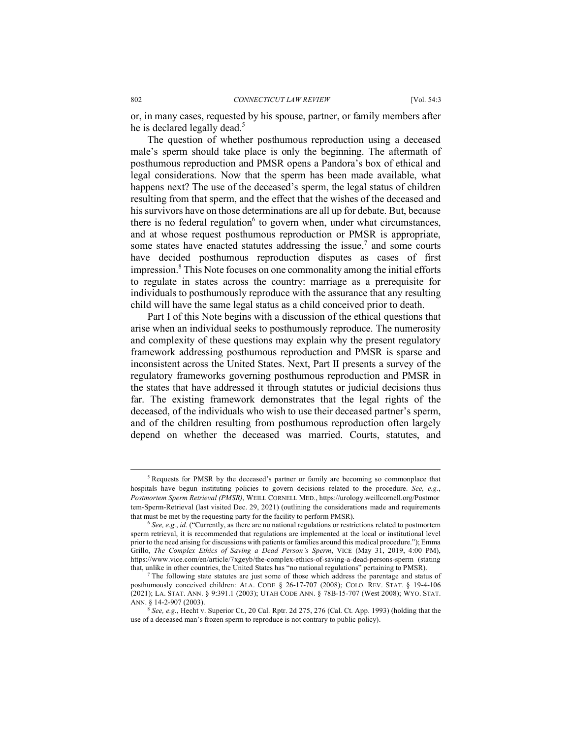or, in many cases, requested by his spouse, partner, or family members after he is declared legally dead.[5]

The question of whether posthumous reproduction using a deceased male's sperm should take place is only the beginning. The aftermath of posthumous reproduction and PMSR opens a Pandora's box of ethical and legal considerations. Now that the sperm has been made available, what happens next? The use of the deceased's sperm, the legal status of children resulting from that sperm, and the effect that the wishes of the deceased and his survivors have on those determinations are all up for debate. But, because there is no federal regulation[6] to govern when, under what circumstances, and at whose request posthumous reproduction or PMSR is appropriate, some states have enacted statutes addressing the issue,[7] and some courts have decided posthumous reproduction disputes as cases of first impression.[8] This Note focuses on one commonality among the initial efforts to regulate in states across the country: marriage as a prerequisite for individuals to posthumously reproduce with the assurance that any resulting child will have the same legal status as a child conceived prior to death.

Part I of this Note begins with a discussion of the ethical questions that arise when an individual seeks to posthumously reproduce. The numerosity and complexity of these questions may explain why the present regulatory framework addressing posthumous reproduction and PMSR is sparse and inconsistent across the United States. Next, Part II presents a survey of the regulatory frameworks governing posthumous reproduction and PMSR in the states that have addressed it through statutes or judicial decisions thus far. The existing framework demonstrates that the legal rights of the deceased, of the individuals who wish to use their deceased partner's sperm, and of the children resulting from posthumous reproduction often largely depend on whether the deceased was married. Courts, statutes, and

---

[5] Requests for PMSR by the deceased's partner or family are becoming so commonplace that hospitals have begun instituting policies to govern decisions related to the procedure. *See, e.g.*, *Postmortem Sperm Retrieval (PMSR)*, WEILL CORNELL MED., https://urology.weillcornell.org/Postmortem-Sperm-Retrieval (last visited Dec. 29, 2021) (outlining the considerations made and requirements that must be met by the requesting party for the facility to perform PMSR).

[6] *See, e.g.*, *id.* ("Currently, as there are no national regulations or restrictions related to postmortem sperm retrieval, it is recommended that regulations are implemented at the local or institutional level prior to the need arising for discussions with patients or families around this medical procedure."); Emma Grillo, *The Complex Ethics of Saving a Dead Person's Sperm*, VICE (May 31, 2019, 4:00 PM), https://www.vice.com/en/article/7xgeyb/the-complex-ethics-of-saving-a-dead-persons-sperm (stating that, unlike in other countries, the United States has "no national regulations" pertaining to PMSR).

[7] The following state statutes are just some of those which address the parentage and status of posthumously conceived children: ALA. CODE § 26-17-707 (2008); COLO. REV. STAT. § 19-4-106 (2021); LA. STAT. ANN. § 9:391.1 (2003); UTAH CODE ANN. § 78B-15-707 (West 2008); WYO. STAT. ANN. § 14-2-907 (2003).

[8] *See, e.g.*, Hecht v. Superior Ct., 20 Cal. Rptr. 2d 275, 276 (Cal. Ct. App. 1993) (holding that the use of a deceased man's frozen sperm to reproduce is not contrary to public policy).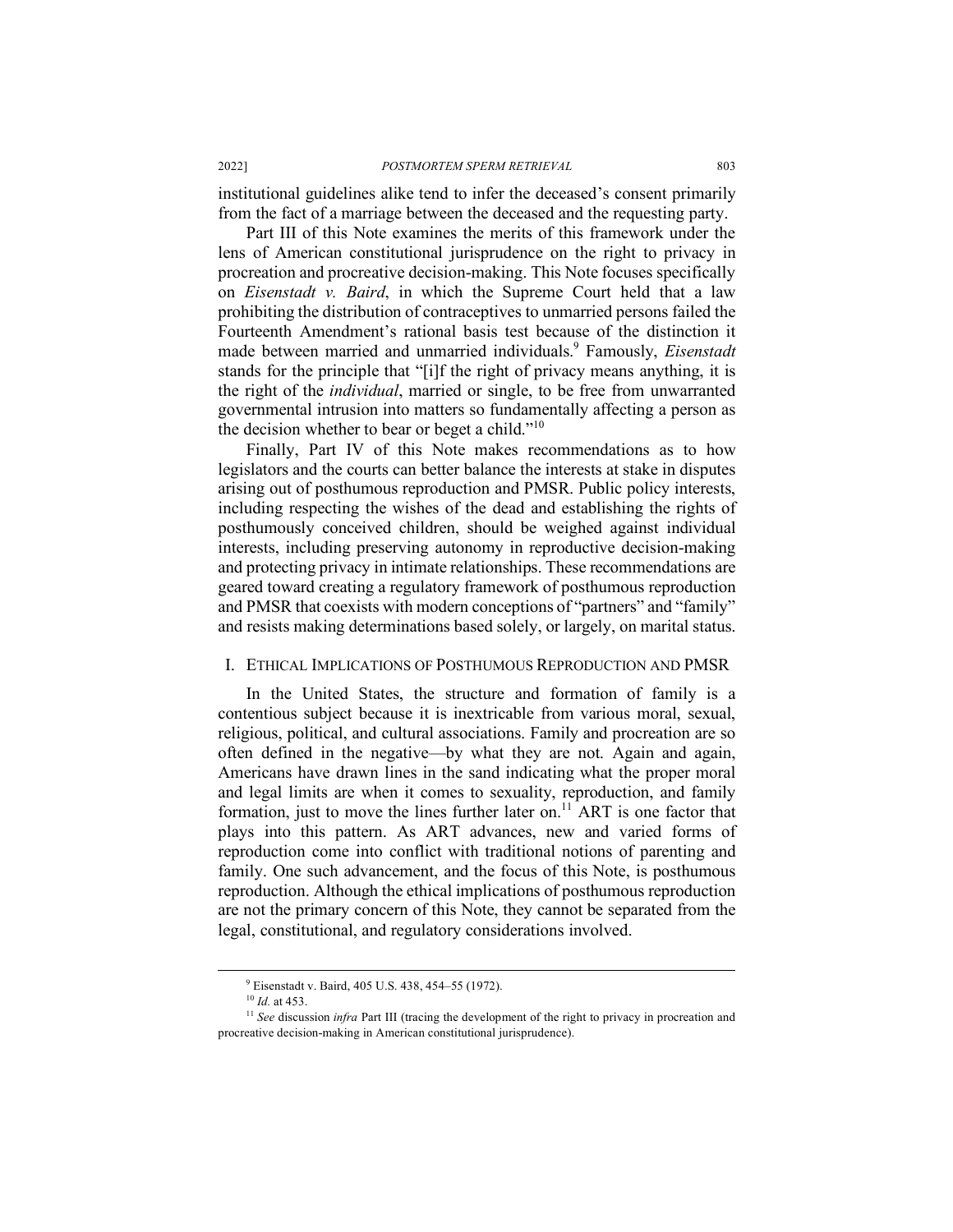institutional guidelines alike tend to infer the deceased's consent primarily from the fact of a marriage between the deceased and the requesting party.

Part III of this Note examines the merits of this framework under the lens of American constitutional jurisprudence on the right to privacy in procreation and procreative decision-making. This Note focuses specifically on *Eisenstadt v. Baird*, in which the Supreme Court held that a law prohibiting the distribution of contraceptives to unmarried persons failed the Fourteenth Amendment's rational basis test because of the distinction it made between married and unmarried individuals.[9] Famously, *Eisenstadt* stands for the principle that "[i]f the right of privacy means anything, it is the right of the *individual*, married or single, to be free from unwarranted governmental intrusion into matters so fundamentally affecting a person as the decision whether to bear or beget a child."[10]

Finally, Part IV of this Note makes recommendations as to how legislators and the courts can better balance the interests at stake in disputes arising out of posthumous reproduction and PMSR. Public policy interests, including respecting the wishes of the dead and establishing the rights of posthumously conceived children, should be weighed against individual interests, including preserving autonomy in reproductive decision-making and protecting privacy in intimate relationships. These recommendations are geared toward creating a regulatory framework of posthumous reproduction and PMSR that coexists with modern conceptions of "partners" and "family" and resists making determinations based solely, or largely, on marital status.

## I. Ethical Implications of Posthumous Reproduction and PMSR

In the United States, the structure and formation of family is a contentious subject because it is inextricable from various moral, sexual, religious, political, and cultural associations. Family and procreation are so often defined in the negative—by what they are not. Again and again, Americans have drawn lines in the sand indicating what the proper moral and legal limits are when it comes to sexuality, reproduction, and family formation, just to move the lines further later on.[11] ART is one factor that plays into this pattern. As ART advances, new and varied forms of reproduction come into conflict with traditional notions of parenting and family. One such advancement, and the focus of this Note, is posthumous reproduction. Although the ethical implications of posthumous reproduction are not the primary concern of this Note, they cannot be separated from the legal, constitutional, and regulatory considerations involved.

---

[9] Eisenstadt v. Baird, 405 U.S. 438, 454–55 (1972).

[10] *Id.* at 453.

[11] *See* discussion *infra* Part III (tracing the development of the right to privacy in procreation and procreative decision-making in American constitutional jurisprudence).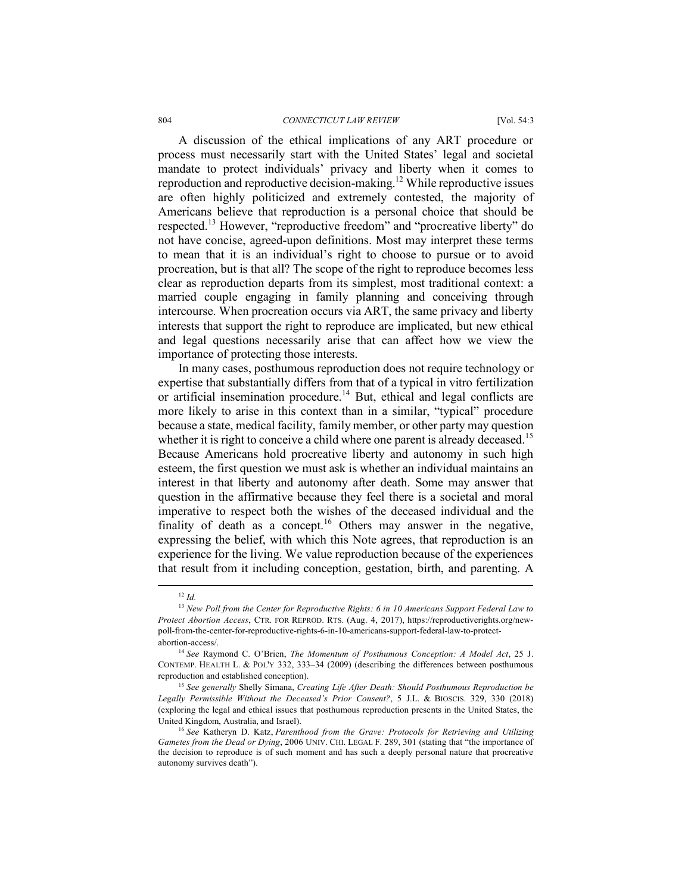A discussion of the ethical implications of any ART procedure or process must necessarily start with the United States' legal and societal mandate to protect individuals' privacy and liberty when it comes to reproduction and reproductive decision-making.[12] While reproductive issues are often highly politicized and extremely contested, the majority of Americans believe that reproduction is a personal choice that should be respected.[13] However, "reproductive freedom" and "procreative liberty" do not have concise, agreed-upon definitions. Most may interpret these terms to mean that it is an individual's right to choose to pursue or to avoid procreation, but is that all? The scope of the right to reproduce becomes less clear as reproduction departs from its simplest, most traditional context: a married couple engaging in family planning and conceiving through intercourse. When procreation occurs via ART, the same privacy and liberty interests that support the right to reproduce are implicated, but new ethical and legal questions necessarily arise that can affect how we view the importance of protecting those interests.

In many cases, posthumous reproduction does not require technology or expertise that substantially differs from that of a typical in vitro fertilization or artificial insemination procedure.[14] But, ethical and legal conflicts are more likely to arise in this context than in a similar, "typical" procedure because a state, medical facility, family member, or other party may question whether it is right to conceive a child where one parent is already deceased.[15] Because Americans hold procreative liberty and autonomy in such high esteem, the first question we must ask is whether an individual maintains an interest in that liberty and autonomy after death. Some may answer that question in the affirmative because they feel there is a societal and moral imperative to respect both the wishes of the deceased individual and the finality of death as a concept.[16] Others may answer in the negative, expressing the belief, with which this Note agrees, that reproduction is an experience for the living. We value reproduction because of the experiences that result from it including conception, gestation, birth, and parenting. A

---

[12] *Id.*

[13] *New Poll from the Center for Reproductive Rights: 6 in 10 Americans Support Federal Law to Protect Abortion Access*, CTR. FOR REPROD. RTS. (Aug. 4, 2017), https://reproductiverights.org/new-poll-from-the-center-for-reproductive-rights-6-in-10-americans-support-federal-law-to-protect-abortion-access/.

[14] *See* Raymond C. O'Brien, *The Momentum of Posthumous Conception: A Model Act*, 25 J. CONTEMP. HEALTH L. & POL'Y 332, 333–34 (2009) (describing the differences between posthumous reproduction and established conception).

[15] *See generally* Shelly Simana, *Creating Life After Death: Should Posthumous Reproduction be Legally Permissible Without the Deceased's Prior Consent?*, 5 J.L. & BIOSCIS. 329, 330 (2018) (exploring the legal and ethical issues that posthumous reproduction presents in the United States, the United Kingdom, Australia, and Israel).

[16] *See* Katheryn D. Katz, *Parenthood from the Grave: Protocols for Retrieving and Utilizing Gametes from the Dead or Dying*, 2006 UNIV. CHI. LEGAL F. 289, 301 (stating that "the importance of the decision to reproduce is of such moment and has such a deeply personal nature that procreative autonomy survives death").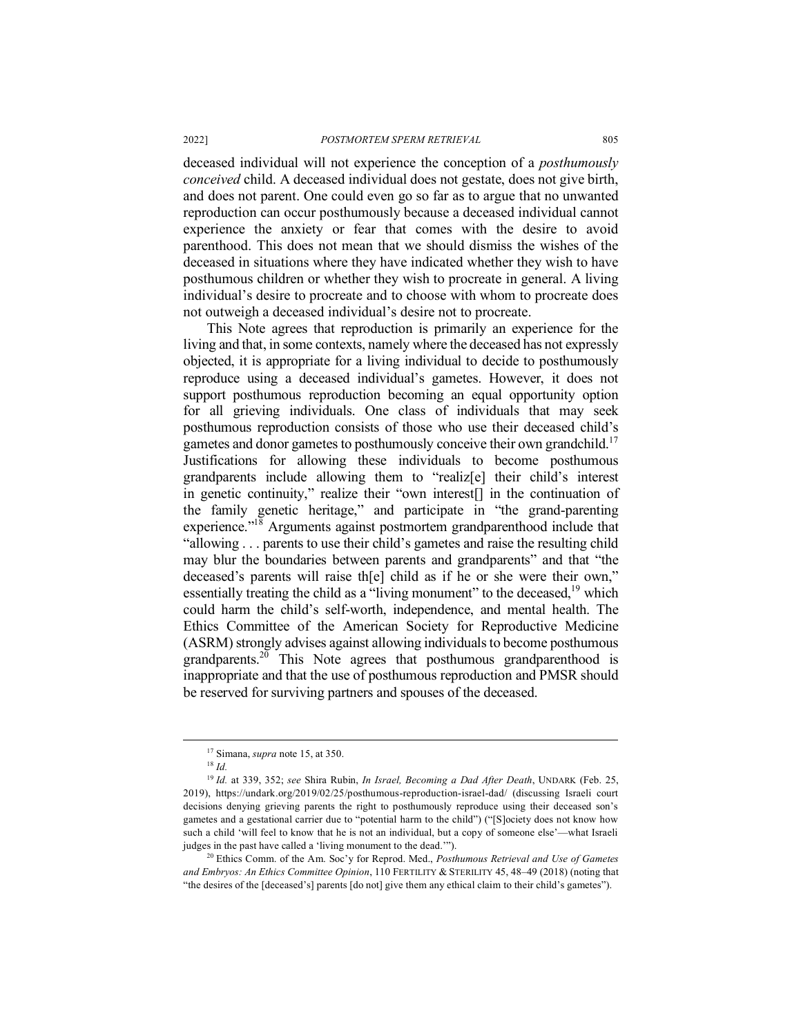deceased individual will not experience the conception of a *posthumously conceived* child. A deceased individual does not gestate, does not give birth, and does not parent. One could even go so far as to argue that no unwanted reproduction can occur posthumously because a deceased individual cannot experience the anxiety or fear that comes with the desire to avoid parenthood. This does not mean that we should dismiss the wishes of the deceased in situations where they have indicated whether they wish to have posthumous children or whether they wish to procreate in general. A living individual's desire to procreate and to choose with whom to procreate does not outweigh a deceased individual's desire not to procreate.

This Note agrees that reproduction is primarily an experience for the living and that, in some contexts, namely where the deceased has not expressly objected, it is appropriate for a living individual to decide to posthumously reproduce using a deceased individual's gametes. However, it does not support posthumous reproduction becoming an equal opportunity option for all grieving individuals. One class of individuals that may seek posthumous reproduction consists of those who use their deceased child's gametes and donor gametes to posthumously conceive their own grandchild.[17] Justifications for allowing these individuals to become posthumous grandparents include allowing them to "realiz[e] their child's interest in genetic continuity," realize their "own interest[] in the continuation of the family genetic heritage," and participate in "the grand-parenting experience."[18] Arguments against postmortem grandparenthood include that "allowing . . . parents to use their child's gametes and raise the resulting child may blur the boundaries between parents and grandparents" and that "the deceased's parents will raise th[e] child as if he or she were their own," essentially treating the child as a "living monument" to the deceased,[19] which could harm the child's self-worth, independence, and mental health. The Ethics Committee of the American Society for Reproductive Medicine (ASRM) strongly advises against allowing individuals to become posthumous grandparents.[20] This Note agrees that posthumous grandparenthood is inappropriate and that the use of posthumous reproduction and PMSR should be reserved for surviving partners and spouses of the deceased.

---

[17] Simana, *supra* note 15, at 350.

[18] *Id.*

[19] *Id.* at 339, 352; *see* Shira Rubin, *In Israel, Becoming a Dad After Death*, UNDARK (Feb. 25, 2019), https://undark.org/2019/02/25/posthumous-reproduction-israel-dad/ (discussing Israeli court decisions denying grieving parents the right to posthumously reproduce using their deceased son's gametes and a gestational carrier due to "potential harm to the child") ("[S]ociety does not know how such a child 'will feel to know that he is not an individual, but a copy of someone else'—what Israeli judges in the past have called a 'living monument to the dead.'").

[20] Ethics Comm. of the Am. Soc'y for Reprod. Med., *Posthumous Retrieval and Use of Gametes and Embryos: An Ethics Committee Opinion*, 110 FERTILITY & STERILITY 45, 48–49 (2018) (noting that "the desires of the [deceased's] parents [do not] give them any ethical claim to their child's gametes").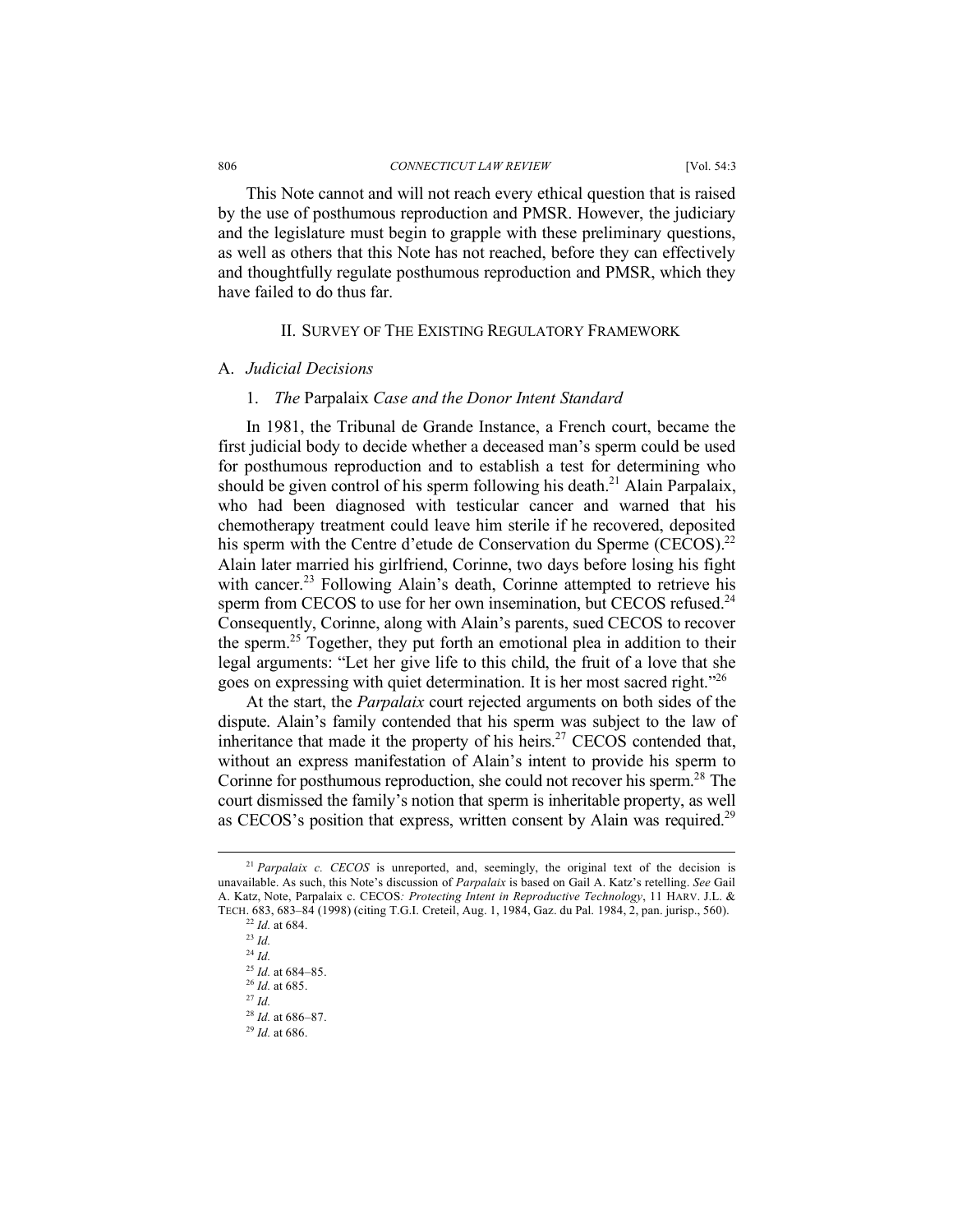This Note cannot and will not reach every ethical question that is raised by the use of posthumous reproduction and PMSR. However, the judiciary and the legislature must begin to grapple with these preliminary questions, as well as others that this Note has not reached, before they can effectively and thoughtfully regulate posthumous reproduction and PMSR, which they have failed to do thus far.

## II. SURVEY OF THE EXISTING REGULATORY FRAMEWORK

### A. *Judicial Decisions*

#### 1. *The* Parpalaix *Case and the Donor Intent Standard*

In 1981, the Tribunal de Grande Instance, a French court, became the first judicial body to decide whether a deceased man's sperm could be used for posthumous reproduction and to establish a test for determining who should be given control of his sperm following his death.[21] Alain Parpalaix, who had been diagnosed with testicular cancer and warned that his chemotherapy treatment could leave him sterile if he recovered, deposited his sperm with the Centre d'etude de Conservation du Sperme (CECOS).[22] Alain later married his girlfriend, Corinne, two days before losing his fight with cancer.[23] Following Alain's death, Corinne attempted to retrieve his sperm from CECOS to use for her own insemination, but CECOS refused.[24] Consequently, Corinne, along with Alain's parents, sued CECOS to recover the sperm.[25] Together, they put forth an emotional plea in addition to their legal arguments: "Let her give life to this child, the fruit of a love that she goes on expressing with quiet determination. It is her most sacred right."[26]

At the start, the *Parpalaix* court rejected arguments on both sides of the dispute. Alain's family contended that his sperm was subject to the law of inheritance that made it the property of his heirs.[27] CECOS contended that, without an express manifestation of Alain's intent to provide his sperm to Corinne for posthumous reproduction, she could not recover his sperm.[28] The court dismissed the family's notion that sperm is inheritable property, as well as CECOS's position that express, written consent by Alain was required.[29]

---

[21] *Parpalaix c. CECOS* is unreported, and, seemingly, the original text of the decision is unavailable. As such, this Note's discussion of *Parpalaix* is based on Gail A. Katz's retelling. *See* Gail A. Katz, Note, Parpalaix c. CECOS*: Protecting Intent in Reproductive Technology*, 11 HARV. J.L. & TECH. 683, 683–84 (1998) (citing T.G.I. Creteil, Aug. 1, 1984, Gaz. du Pal. 1984, 2, pan. jurisp., 560).

[22] *Id.* at 684.

[23] *Id.*

[24] *Id.*

[25] *Id.* at 684–85.

[26] *Id.* at 685.

[27] *Id.*

[28] *Id.* at 686–87.

[29] *Id.* at 686.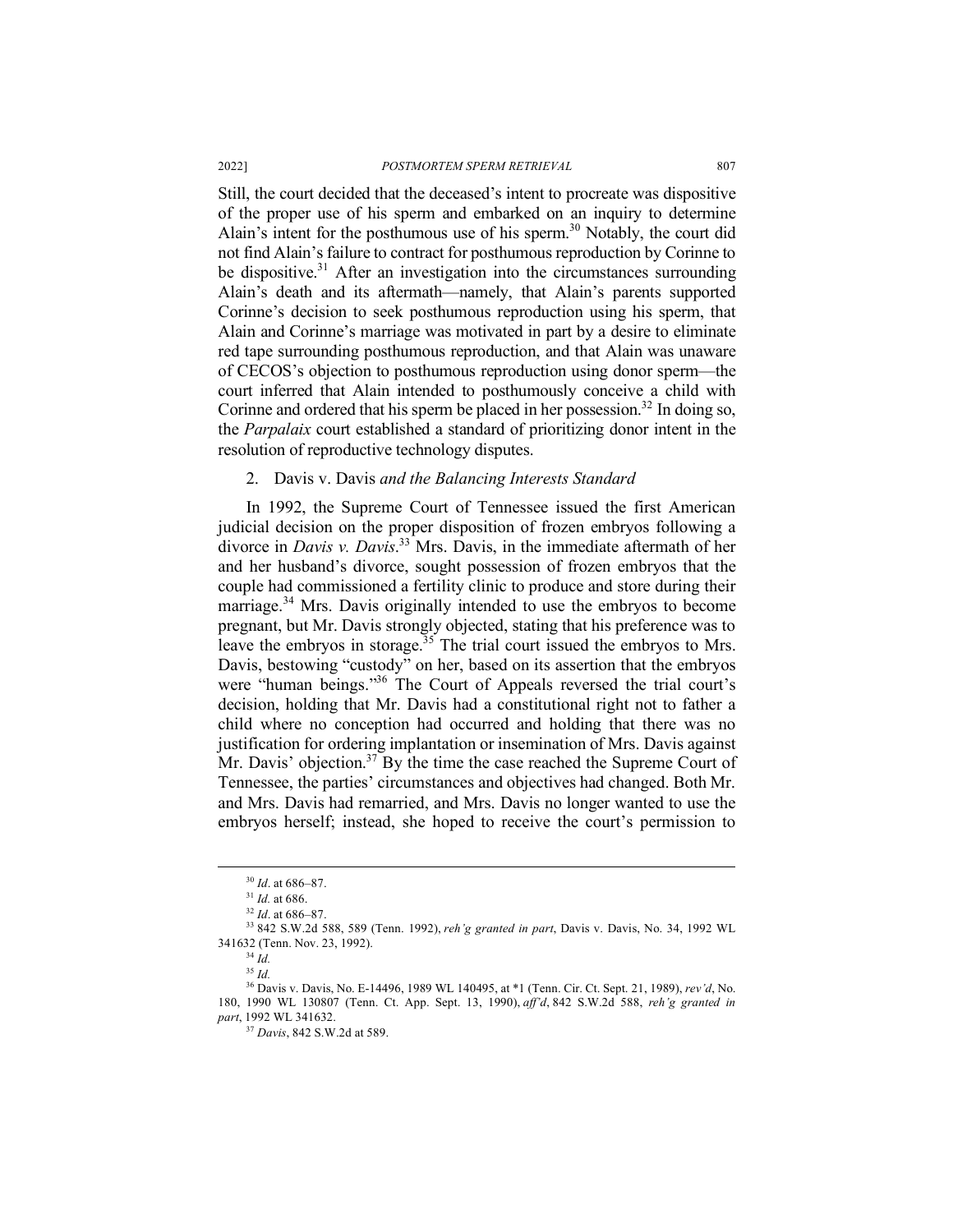Still, the court decided that the deceased's intent to procreate was dispositive of the proper use of his sperm and embarked on an inquiry to determine Alain's intent for the posthumous use of his sperm.[30] Notably, the court did not find Alain's failure to contract for posthumous reproduction by Corinne to be dispositive.[31] After an investigation into the circumstances surrounding Alain's death and its aftermath—namely, that Alain's parents supported Corinne's decision to seek posthumous reproduction using his sperm, that Alain and Corinne's marriage was motivated in part by a desire to eliminate red tape surrounding posthumous reproduction, and that Alain was unaware of CECOS's objection to posthumous reproduction using donor sperm—the court inferred that Alain intended to posthumously conceive a child with Corinne and ordered that his sperm be placed in her possession.[32] In doing so, the *Parpalaix* court established a standard of prioritizing donor intent in the resolution of reproductive technology disputes.

### 2. Davis v. Davis *and the Balancing Interests Standard*

In 1992, the Supreme Court of Tennessee issued the first American judicial decision on the proper disposition of frozen embryos following a divorce in *Davis v. Davis*.[33] Mrs. Davis, in the immediate aftermath of her and her husband's divorce, sought possession of frozen embryos that the couple had commissioned a fertility clinic to produce and store during their marriage.[34] Mrs. Davis originally intended to use the embryos to become pregnant, but Mr. Davis strongly objected, stating that his preference was to leave the embryos in storage.[35] The trial court issued the embryos to Mrs. Davis, bestowing "custody" on her, based on its assertion that the embryos were "human beings."[36] The Court of Appeals reversed the trial court's decision, holding that Mr. Davis had a constitutional right not to father a child where no conception had occurred and holding that there was no justification for ordering implantation or insemination of Mrs. Davis against Mr. Davis' objection.[37] By the time the case reached the Supreme Court of Tennessee, the parties' circumstances and objectives had changed. Both Mr. and Mrs. Davis had remarried, and Mrs. Davis no longer wanted to use the embryos herself; instead, she hoped to receive the court's permission to

---

[30] *Id*. at 686–87.

[31] *Id.* at 686.

[32] *Id*. at 686–87.

[33] 842 S.W.2d 588, 589 (Tenn. 1992), *reh'g granted in part*, Davis v. Davis, No. 34, 1992 WL 341632 (Tenn. Nov. 23, 1992).

[34] *Id.*

[35] *Id.*

[36] Davis v. Davis, No. E-14496, 1989 WL 140495, at *1 (Tenn. Cir. Ct. Sept. 21, 1989), *rev'd*, No. 180, 1990 WL 130807 (Tenn. Ct. App. Sept. 13, 1990), *aff'd*, 842 S.W.2d 588, *reh'g granted in part*, 1992 WL 341632.

[37] *Davis*, 842 S.W.2d at 589.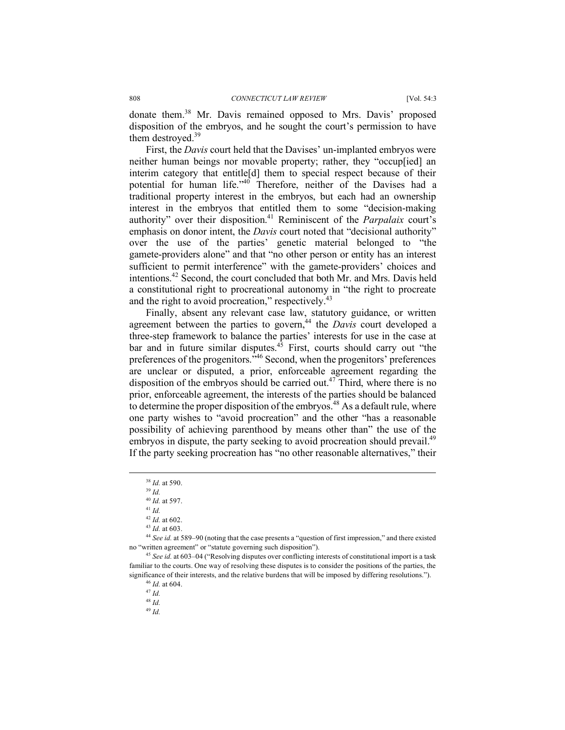donate them.[38] Mr. Davis remained opposed to Mrs. Davis' proposed disposition of the embryos, and he sought the court's permission to have them destroyed.[39]

First, the *Davis* court held that the Davises' un-implanted embryos were neither human beings nor movable property; rather, they "occup[ied] an interim category that entitle[d] them to special respect because of their potential for human life."[40] Therefore, neither of the Davises had a traditional property interest in the embryos, but each had an ownership interest in the embryos that entitled them to some "decision-making authority" over their disposition.[41] Reminiscent of the *Parpalaix* court's emphasis on donor intent, the *Davis* court noted that "decisional authority" over the use of the parties' genetic material belonged to "the gamete-providers alone" and that "no other person or entity has an interest sufficient to permit interference" with the gamete-providers' choices and intentions.[42] Second, the court concluded that both Mr. and Mrs. Davis held a constitutional right to procreational autonomy in "the right to procreate and the right to avoid procreation," respectively.[43]

Finally, absent any relevant case law, statutory guidance, or written agreement between the parties to govern,[44] the *Davis* court developed a three-step framework to balance the parties' interests for use in the case at bar and in future similar disputes.[45] First, courts should carry out "the preferences of the progenitors."[46] Second, when the progenitors' preferences are unclear or disputed, a prior, enforceable agreement regarding the disposition of the embryos should be carried out.[47] Third, where there is no prior, enforceable agreement, the interests of the parties should be balanced to determine the proper disposition of the embryos.[48] As a default rule, where one party wishes to "avoid procreation" and the other "has a reasonable possibility of achieving parenthood by means other than" the use of the embryos in dispute, the party seeking to avoid procreation should prevail.[49] If the party seeking procreation has "no other reasonable alternatives," their

---

[38] *Id.* at 590.

[39] *Id.*

[40] *Id.* at 597.

[41] *Id.*

[42] *Id.* at 602.

[43] *Id.* at 603.

[44] *See id.* at 589–90 (noting that the case presents a "question of first impression," and there existed no "written agreement" or "statute governing such disposition").

[45] *See id.* at 603–04 ("Resolving disputes over conflicting interests of constitutional import is a task familiar to the courts. One way of resolving these disputes is to consider the positions of the parties, the significance of their interests, and the relative burdens that will be imposed by differing resolutions.").

[46] *Id.* at 604.

[47] *Id.*

[48] *Id.*

[49] *Id.*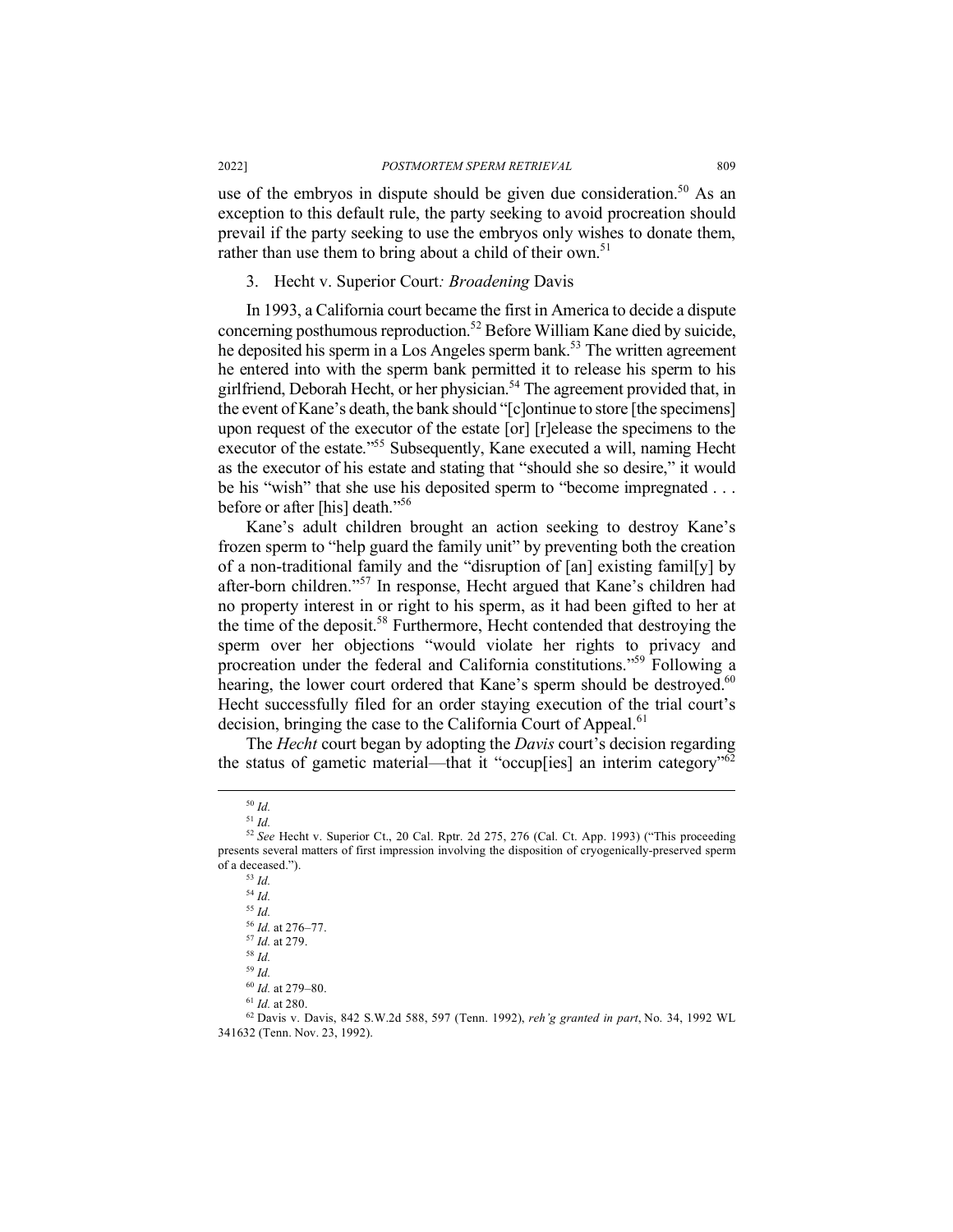use of the embryos in dispute should be given due consideration.[50] As an exception to this default rule, the party seeking to avoid procreation should prevail if the party seeking to use the embryos only wishes to donate them, rather than use them to bring about a child of their own.[51]

### 3. Hecht v. Superior Court*: Broadening* Davis

In 1993, a California court became the first in America to decide a dispute concerning posthumous reproduction.[52] Before William Kane died by suicide, he deposited his sperm in a Los Angeles sperm bank.[53] The written agreement he entered into with the sperm bank permitted it to release his sperm to his girlfriend, Deborah Hecht, or her physician.[54] The agreement provided that, in the event of Kane's death, the bank should "[c]ontinue to store [the specimens] upon request of the executor of the estate [or] [r]elease the specimens to the executor of the estate."[55] Subsequently, Kane executed a will, naming Hecht as the executor of his estate and stating that "should she so desire," it would be his "wish" that she use his deposited sperm to "become impregnated . . . before or after [his] death."[56]

Kane's adult children brought an action seeking to destroy Kane's frozen sperm to "help guard the family unit" by preventing both the creation of a non-traditional family and the "disruption of [an] existing famil[y] by after-born children."[57] In response, Hecht argued that Kane's children had no property interest in or right to his sperm, as it had been gifted to her at the time of the deposit.[58] Furthermore, Hecht contended that destroying the sperm over her objections "would violate her rights to privacy and procreation under the federal and California constitutions."[59] Following a hearing, the lower court ordered that Kane's sperm should be destroyed.[60] Hecht successfully filed for an order staying execution of the trial court's decision, bringing the case to the California Court of Appeal.[61]

The *Hecht* court began by adopting the *Davis* court's decision regarding the status of gametic material—that it "occup[ies] an interim category"[62]

---

[50] *Id.*

[51] *Id.*

[52] *See* Hecht v. Superior Ct., 20 Cal. Rptr. 2d 275, 276 (Cal. Ct. App. 1993) ("This proceeding presents several matters of first impression involving the disposition of cryogenically-preserved sperm of a deceased.").

[53] *Id.*

[54] *Id.*

[55] *Id.*

[56] *Id.* at 276–77.

[57] *Id.* at 279.

[58] *Id.*

[59] *Id.*

[60] *Id.* at 279–80.

[61] *Id.* at 280.

[62] Davis v. Davis, 842 S.W.2d 588, 597 (Tenn. 1992), *reh'g granted in part*, No. 34, 1992 WL 341632 (Tenn. Nov. 23, 1992).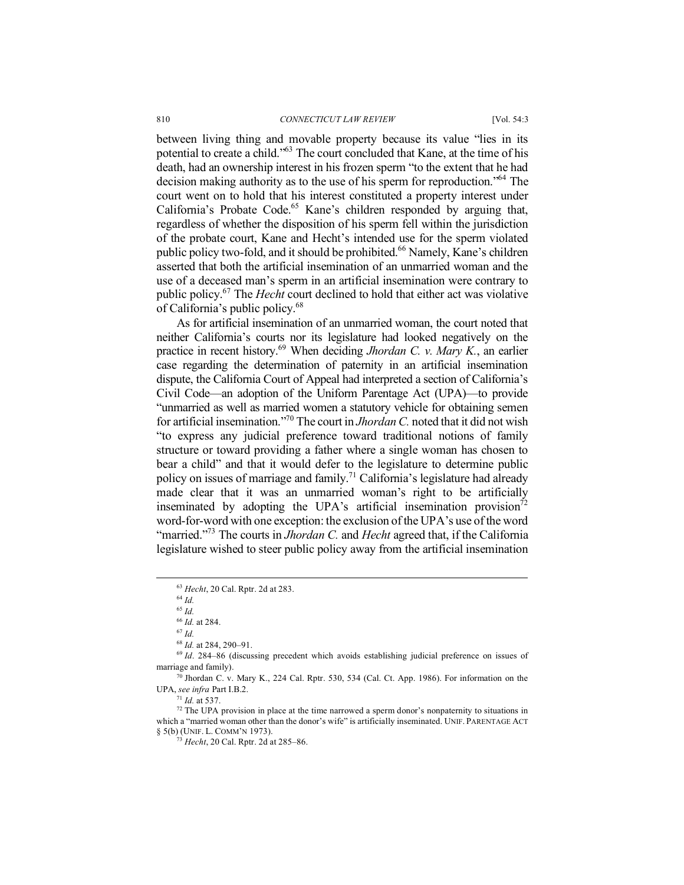between living thing and movable property because its value "lies in its potential to create a child."[63] The court concluded that Kane, at the time of his death, had an ownership interest in his frozen sperm "to the extent that he had decision making authority as to the use of his sperm for reproduction."[64] The court went on to hold that his interest constituted a property interest under California's Probate Code.[65] Kane's children responded by arguing that, regardless of whether the disposition of his sperm fell within the jurisdiction of the probate court, Kane and Hecht's intended use for the sperm violated public policy two-fold, and it should be prohibited.[66] Namely, Kane's children asserted that both the artificial insemination of an unmarried woman and the use of a deceased man's sperm in an artificial insemination were contrary to public policy.[67] The *Hecht* court declined to hold that either act was violative of California's public policy.[68]

As for artificial insemination of an unmarried woman, the court noted that neither California's courts nor its legislature had looked negatively on the practice in recent history.[69] When deciding *Jhordan C. v. Mary K.*, an earlier case regarding the determination of paternity in an artificial insemination dispute, the California Court of Appeal had interpreted a section of California's Civil Code—an adoption of the Uniform Parentage Act (UPA)—to provide "unmarried as well as married women a statutory vehicle for obtaining semen for artificial insemination."[70] The court in *Jhordan C.* noted that it did not wish "to express any judicial preference toward traditional notions of family structure or toward providing a father where a single woman has chosen to bear a child" and that it would defer to the legislature to determine public policy on issues of marriage and family.[71] California's legislature had already made clear that it was an unmarried woman's right to be artificially inseminated by adopting the UPA's artificial insemination provision[72] word-for-word with one exception: the exclusion of the UPA's use of the word "married."[73] The courts in *Jhordan C.* and *Hecht* agreed that, if the California legislature wished to steer public policy away from the artificial insemination

---

[63] *Hecht*, 20 Cal. Rptr. 2d at 283.

[64] *Id.*

[65] *Id.*

[66] *Id.* at 284.

[67] *Id.*

[68] *Id.* at 284, 290–91.

[69] *Id*. 284–86 (discussing precedent which avoids establishing judicial preference on issues of marriage and family).

[70] Jhordan C. v. Mary K., 224 Cal. Rptr. 530, 534 (Cal. Ct. App. 1986). For information on the UPA, *see infra* Part I.B.2.

[71] *Id.* at 537.

[72] The UPA provision in place at the time narrowed a sperm donor's nonpaternity to situations in which a "married woman other than the donor's wife" is artificially inseminated. UNIF. PARENTAGE ACT § 5(b) (UNIF. L. COMM'N 1973).

[73] *Hecht*, 20 Cal. Rptr. 2d at 285–86.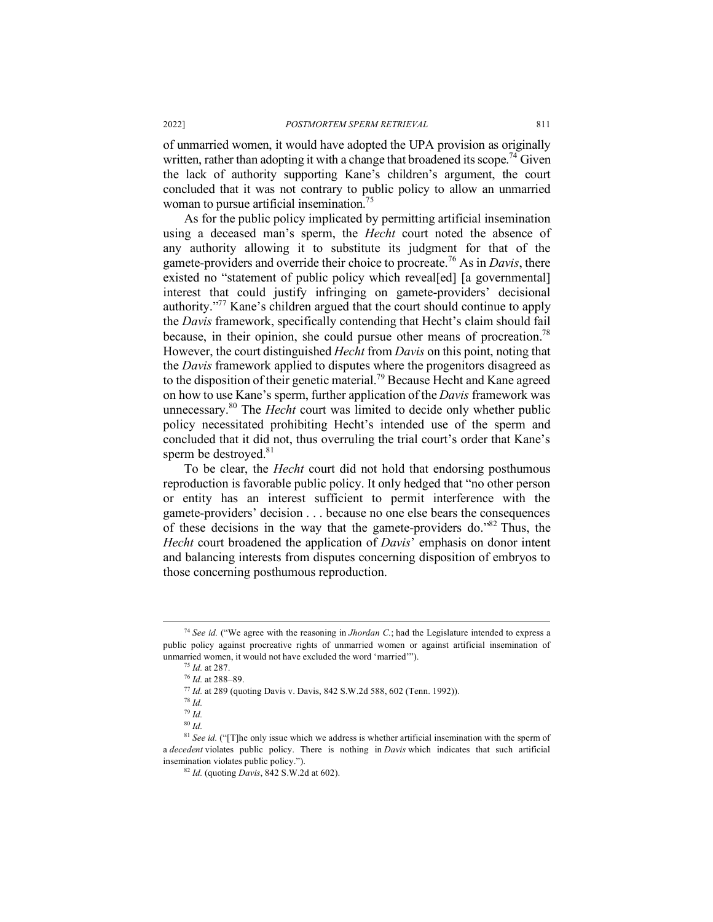of unmarried women, it would have adopted the UPA provision as originally written, rather than adopting it with a change that broadened its scope.[74] Given the lack of authority supporting Kane's children's argument, the court concluded that it was not contrary to public policy to allow an unmarried woman to pursue artificial insemination.[75]

As for the public policy implicated by permitting artificial insemination using a deceased man's sperm, the *Hecht* court noted the absence of any authority allowing it to substitute its judgment for that of the gamete-providers and override their choice to procreate.[76] As in *Davis*, there existed no "statement of public policy which reveal[ed] [a governmental] interest that could justify infringing on gamete-providers' decisional authority."[77] Kane's children argued that the court should continue to apply the *Davis* framework, specifically contending that Hecht's claim should fail because, in their opinion, she could pursue other means of procreation.[78] However, the court distinguished *Hecht* from *Davis* on this point, noting that the *Davis* framework applied to disputes where the progenitors disagreed as to the disposition of their genetic material.[79] Because Hecht and Kane agreed on how to use Kane's sperm, further application of the *Davis* framework was unnecessary.[80] The *Hecht* court was limited to decide only whether public policy necessitated prohibiting Hecht's intended use of the sperm and concluded that it did not, thus overruling the trial court's order that Kane's sperm be destroyed.[81]

To be clear, the *Hecht* court did not hold that endorsing posthumous reproduction is favorable public policy. It only hedged that "no other person or entity has an interest sufficient to permit interference with the gamete-providers' decision . . . because no one else bears the consequences of these decisions in the way that the gamete-providers do."[82] Thus, the *Hecht* court broadened the application of *Davis*' emphasis on donor intent and balancing interests from disputes concerning disposition of embryos to those concerning posthumous reproduction.

---

[74] *See id.* ("We agree with the reasoning in *Jhordan C.*; had the Legislature intended to express a public policy against procreative rights of unmarried women or against artificial insemination of unmarried women, it would not have excluded the word 'married'").

[75] *Id.* at 287.

[76] *Id.* at 288–89.

[77] *Id.* at 289 (quoting Davis v. Davis, 842 S.W.2d 588, 602 (Tenn. 1992)).

[78] *Id.*

[79] *Id.*

[80] *Id.*

[81] *See id.* ("[T]he only issue which we address is whether artificial insemination with the sperm of a *decedent* violates public policy. There is nothing in *Davis* which indicates that such artificial insemination violates public policy.").

[82] *Id.* (quoting *Davis*, 842 S.W.2d at 602).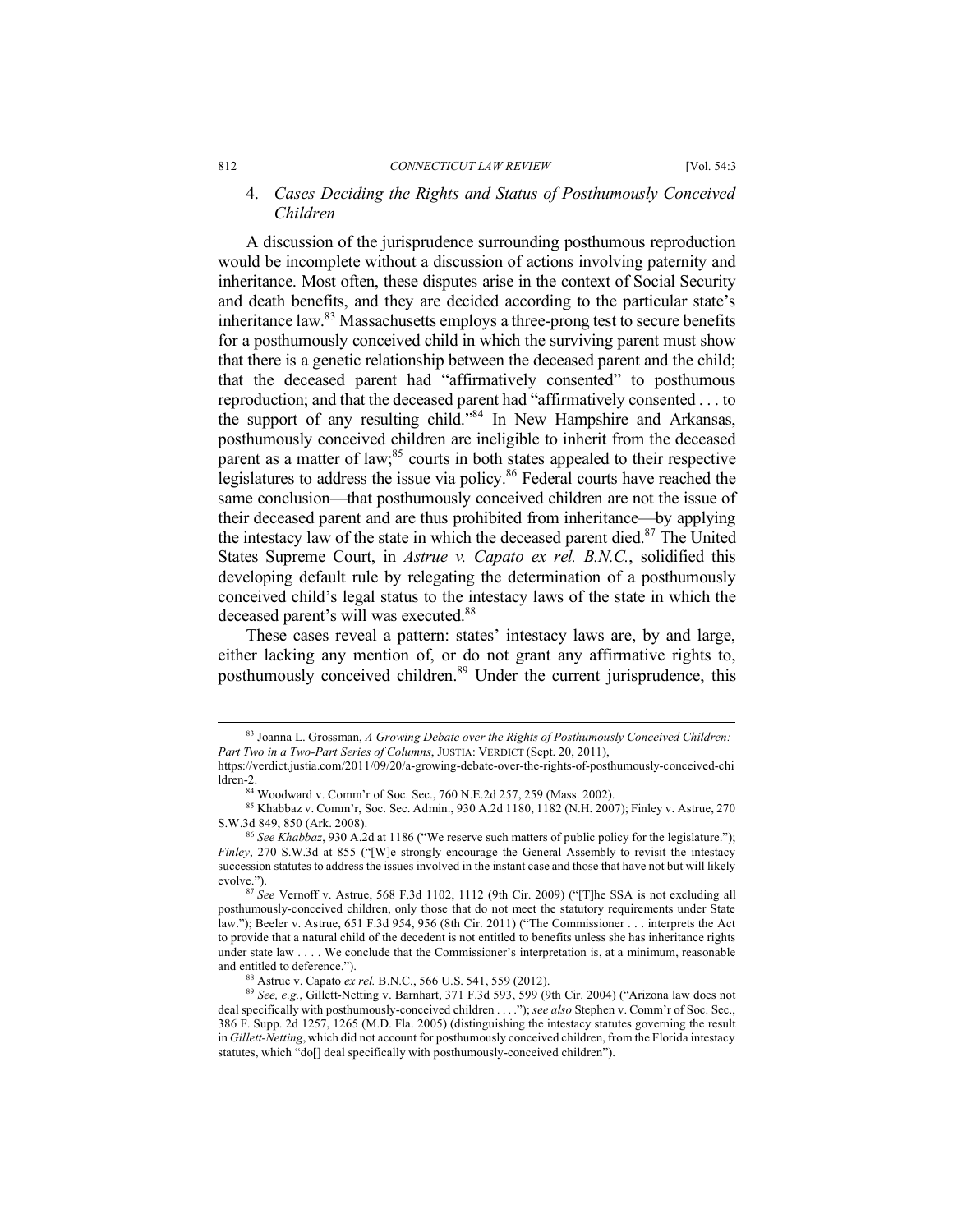#### 4. *Cases Deciding the Rights and Status of Posthumously Conceived Children*

A discussion of the jurisprudence surrounding posthumous reproduction would be incomplete without a discussion of actions involving paternity and inheritance. Most often, these disputes arise in the context of Social Security and death benefits, and they are decided according to the particular state's inheritance law.[83] Massachusetts employs a three-prong test to secure benefits for a posthumously conceived child in which the surviving parent must show that there is a genetic relationship between the deceased parent and the child; that the deceased parent had "affirmatively consented" to posthumous reproduction; and that the deceased parent had "affirmatively consented . . . to the support of any resulting child."[84] In New Hampshire and Arkansas, posthumously conceived children are ineligible to inherit from the deceased parent as a matter of law;[85] courts in both states appealed to their respective legislatures to address the issue via policy.[86] Federal courts have reached the same conclusion—that posthumously conceived children are not the issue of their deceased parent and are thus prohibited from inheritance—by applying the intestacy law of the state in which the deceased parent died.[87] The United States Supreme Court, in *Astrue v. Capato ex rel. B.N.C.*, solidified this developing default rule by relegating the determination of a posthumously conceived child's legal status to the intestacy laws of the state in which the deceased parent's will was executed.[88]

These cases reveal a pattern: states' intestacy laws are, by and large, either lacking any mention of, or do not grant any affirmative rights to, posthumously conceived children.[89] Under the current jurisprudence, this

---

[83] Joanna L. Grossman, *A Growing Debate over the Rights of Posthumously Conceived Children: Part Two in a Two-Part Series of Columns*, JUSTIA: VERDICT (Sept. 20, 2011), https://verdict.justia.com/2011/09/20/a-growing-debate-over-the-rights-of-posthumously-conceived-children-2.

[84] Woodward v. Comm'r of Soc. Sec., 760 N.E.2d 257, 259 (Mass. 2002).

[85] Khabbaz v. Comm'r, Soc. Sec. Admin., 930 A.2d 1180, 1182 (N.H. 2007); Finley v. Astrue, 270 S.W.3d 849, 850 (Ark. 2008).

[86] *See Khabbaz*, 930 A.2d at 1186 ("We reserve such matters of public policy for the legislature."); *Finley*, 270 S.W.3d at 855 ("[W]e strongly encourage the General Assembly to revisit the intestacy succession statutes to address the issues involved in the instant case and those that have not but will likely evolve.").

[87] *See* Vernoff v. Astrue, 568 F.3d 1102, 1112 (9th Cir. 2009) ("[T]he SSA is not excluding all posthumously-conceived children, only those that do not meet the statutory requirements under State law."); Beeler v. Astrue, 651 F.3d 954, 956 (8th Cir. 2011) ("The Commissioner . . . interprets the Act to provide that a natural child of the decedent is not entitled to benefits unless she has inheritance rights under state law . . . . We conclude that the Commissioner's interpretation is, at a minimum, reasonable and entitled to deference.").

[88] Astrue v. Capato *ex rel.* B.N.C., 566 U.S. 541, 559 (2012).

[89] *See, e.g.*, Gillett-Netting v. Barnhart, 371 F.3d 593, 599 (9th Cir. 2004) ("Arizona law does not deal specifically with posthumously-conceived children . . . ."); *see also* Stephen v. Comm'r of Soc. Sec., 386 F. Supp. 2d 1257, 1265 (M.D. Fla. 2005) (distinguishing the intestacy statutes governing the result in *Gillett-Netting*, which did not account for posthumously conceived children, from the Florida intestacy statutes, which "do[] deal specifically with posthumously-conceived children").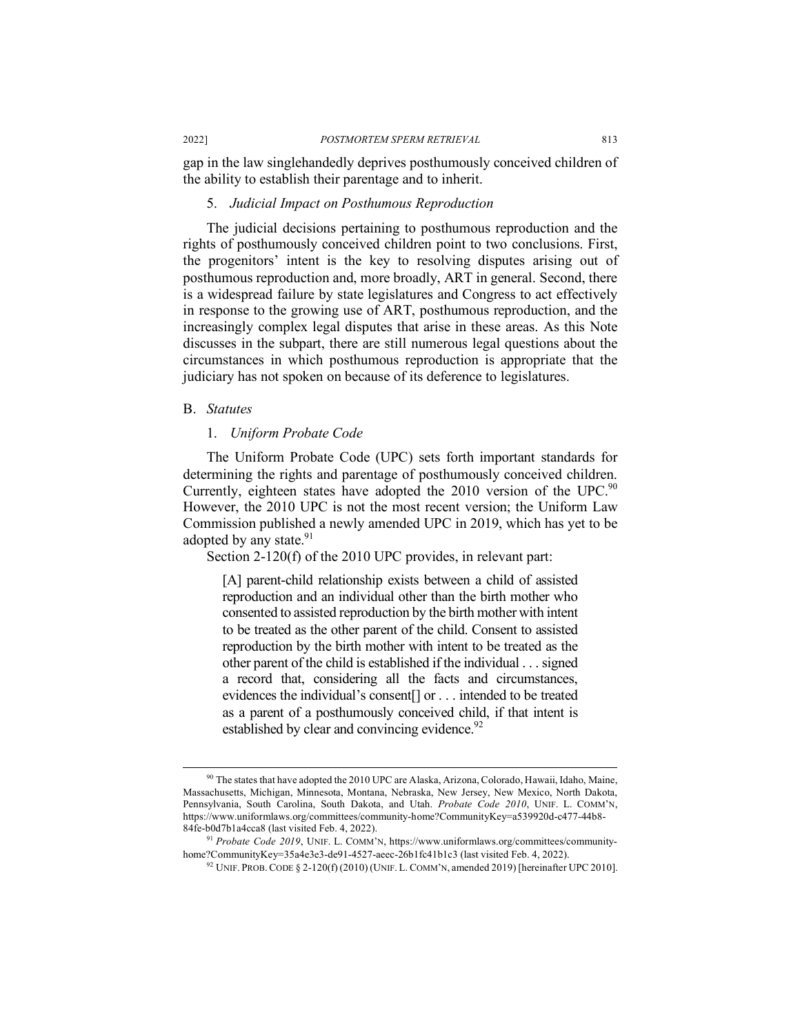gap in the law singlehandedly deprives posthumously conceived children of the ability to establish their parentage and to inherit.

### 5. *Judicial Impact on Posthumous Reproduction*

The judicial decisions pertaining to posthumous reproduction and the rights of posthumously conceived children point to two conclusions. First, the progenitors' intent is the key to resolving disputes arising out of posthumous reproduction and, more broadly, ART in general. Second, there is a widespread failure by state legislatures and Congress to act effectively in response to the growing use of ART, posthumous reproduction, and the increasingly complex legal disputes that arise in these areas. As this Note discusses in the subpart, there are still numerous legal questions about the circumstances in which posthumous reproduction is appropriate that the judiciary has not spoken on because of its deference to legislatures.

## B. *Statutes*

### 1. *Uniform Probate Code*

The Uniform Probate Code (UPC) sets forth important standards for determining the rights and parentage of posthumously conceived children. Currently, eighteen states have adopted the 2010 version of the UPC.[90] However, the 2010 UPC is not the most recent version; the Uniform Law Commission published a newly amended UPC in 2019, which has yet to be adopted by any state.[91]

Section 2-120(f) of the 2010 UPC provides, in relevant part:

> [A] parent-child relationship exists between a child of assisted reproduction and an individual other than the birth mother who consented to assisted reproduction by the birth mother with intent to be treated as the other parent of the child. Consent to assisted reproduction by the birth mother with intent to be treated as the other parent of the child is established if the individual . . . signed a record that, considering all the facts and circumstances, evidences the individual's consent[] or . . . intended to be treated as a parent of a posthumously conceived child, if that intent is established by clear and convincing evidence.[92]

---

[90] The states that have adopted the 2010 UPC are Alaska, Arizona, Colorado, Hawaii, Idaho, Maine, Massachusetts, Michigan, Minnesota, Montana, Nebraska, New Jersey, New Mexico, North Dakota, Pennsylvania, South Carolina, South Dakota, and Utah. *Probate Code 2010*, UNIF. L. COMM'N, https://www.uniformlaws.org/committees/community-home?CommunityKey=a539920d-c477-44b8-84fe-b0d7b1a4cca8 (last visited Feb. 4, 2022).

[91] *Probate Code 2019*, UNIF. L. COMM'N, https://www.uniformlaws.org/committees/community-home?CommunityKey=35a4e3e3-de91-4527-aeec-26b1fc41b1c3 (last visited Feb. 4, 2022).

[92] UNIF. PROB. CODE § 2-120(f) (2010) (UNIF. L. COMM'N, amended 2019) [hereinafter UPC 2010].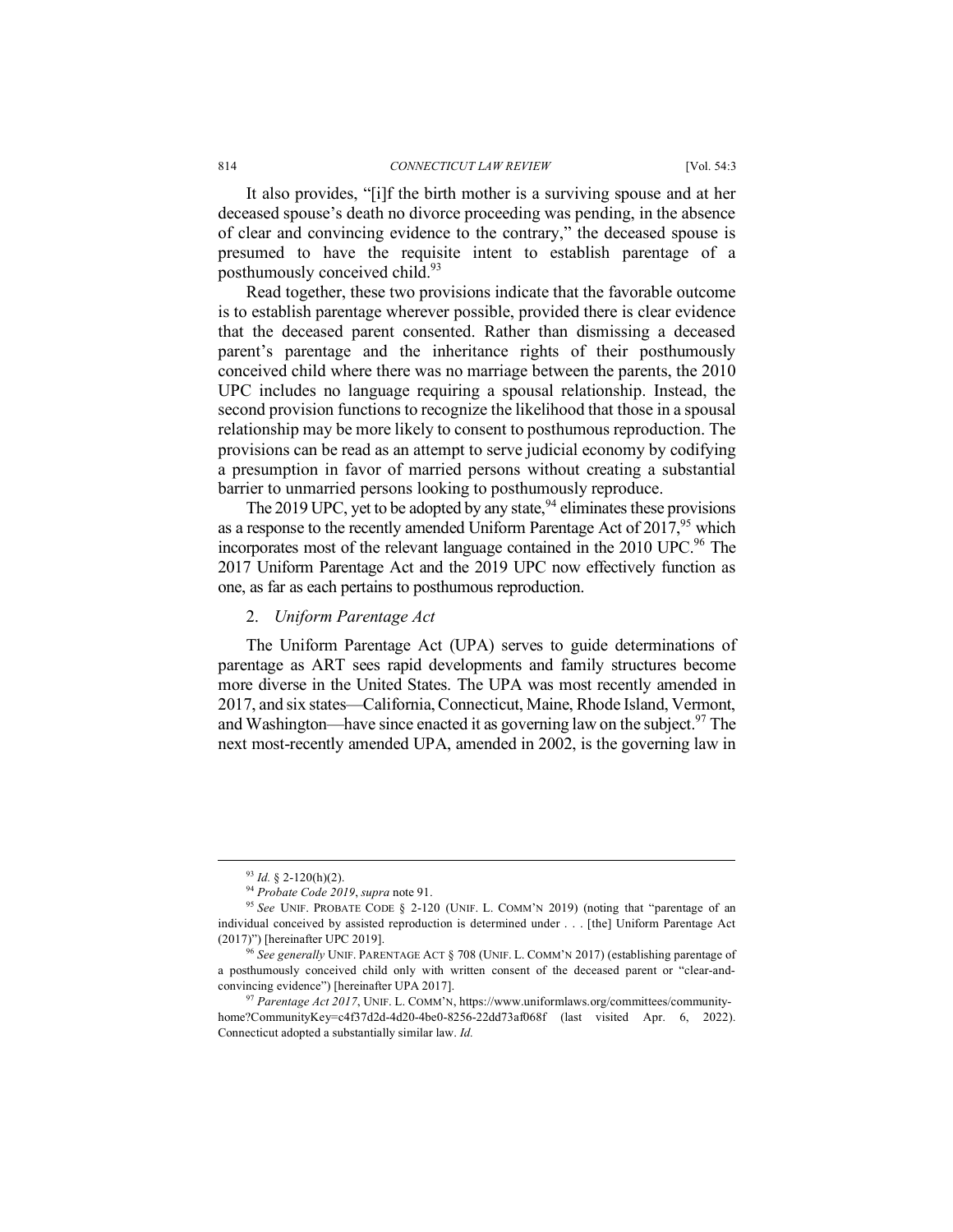It also provides, "[i]f the birth mother is a surviving spouse and at her deceased spouse's death no divorce proceeding was pending, in the absence of clear and convincing evidence to the contrary," the deceased spouse is presumed to have the requisite intent to establish parentage of a posthumously conceived child.[93]

Read together, these two provisions indicate that the favorable outcome is to establish parentage wherever possible, provided there is clear evidence that the deceased parent consented. Rather than dismissing a deceased parent's parentage and the inheritance rights of their posthumously conceived child where there was no marriage between the parents, the 2010 UPC includes no language requiring a spousal relationship. Instead, the second provision functions to recognize the likelihood that those in a spousal relationship may be more likely to consent to posthumous reproduction. The provisions can be read as an attempt to serve judicial economy by codifying a presumption in favor of married persons without creating a substantial barrier to unmarried persons looking to posthumously reproduce.

The 2019 UPC, yet to be adopted by any state,[94] eliminates these provisions as a response to the recently amended Uniform Parentage Act of 2017,[95] which incorporates most of the relevant language contained in the 2010 UPC.[96] The 2017 Uniform Parentage Act and the 2019 UPC now effectively function as one, as far as each pertains to posthumous reproduction.

### 2. *Uniform Parentage Act*

The Uniform Parentage Act (UPA) serves to guide determinations of parentage as ART sees rapid developments and family structures become more diverse in the United States. The UPA was most recently amended in 2017, and six states—California, Connecticut, Maine, Rhode Island, Vermont, and Washington—have since enacted it as governing law on the subject.[97] The next most-recently amended UPA, amended in 2002, is the governing law in

---

[93] *Id.* § 2-120(h)(2).

[94] *Probate Code 2019*, *supra* note 91.

[95] *See* UNIF. PROBATE CODE § 2-120 (UNIF. L. COMM'N 2019) (noting that "parentage of an individual conceived by assisted reproduction is determined under . . . [the] Uniform Parentage Act (2017)") [hereinafter UPC 2019].

[96] *See generally* UNIF. PARENTAGE ACT § 708 (UNIF. L. COMM'N 2017) (establishing parentage of a posthumously conceived child only with written consent of the deceased parent or "clear-and-convincing evidence") [hereinafter UPA 2017].

[97] *Parentage Act 2017*, UNIF. L. COMM'N, https://www.uniformlaws.org/committees/community-home?CommunityKey=c4f37d2d-4d20-4be0-8256-22dd73af068f (last visited Apr. 6, 2022). Connecticut adopted a substantially similar law. *Id.*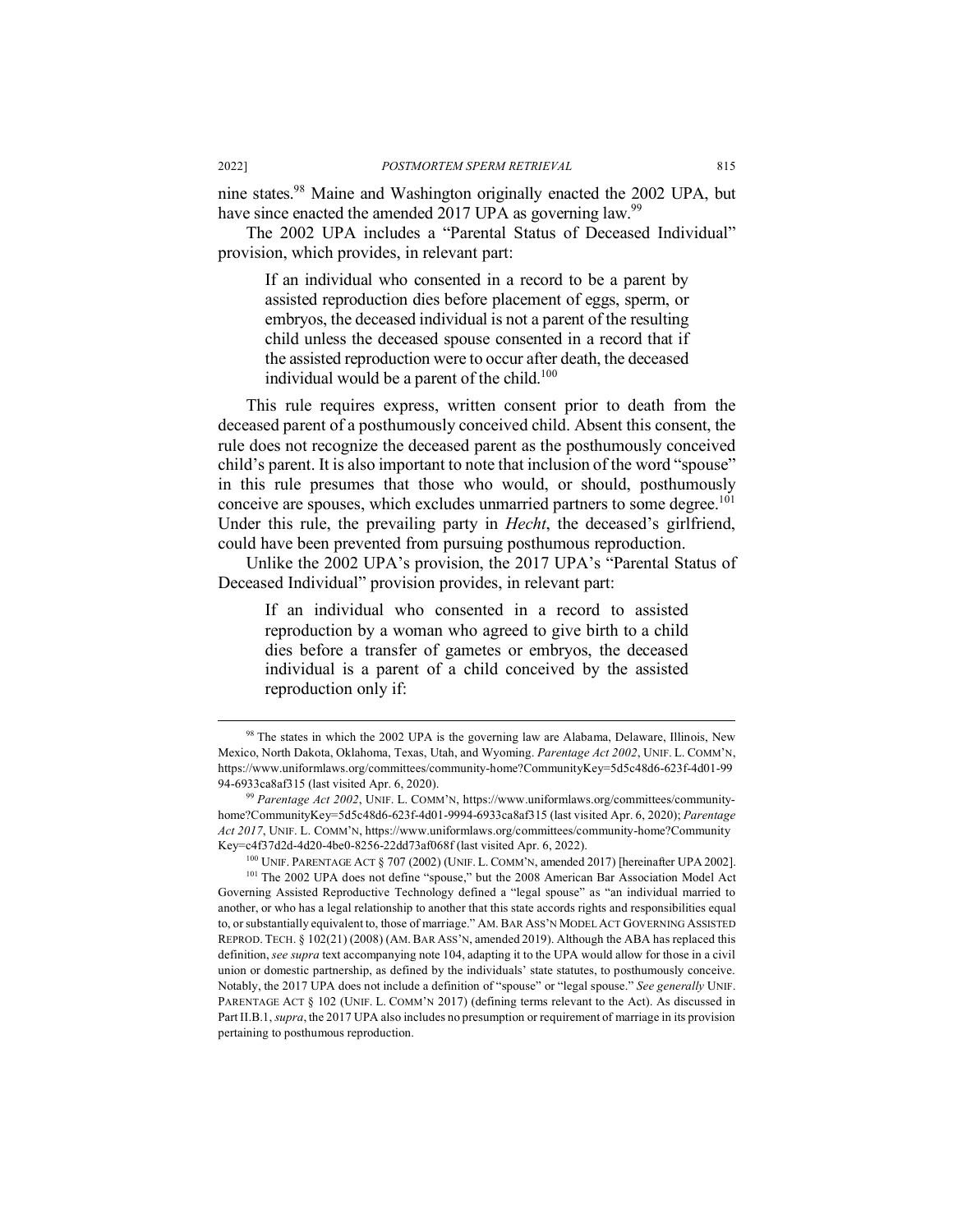nine states.[98] Maine and Washington originally enacted the 2002 UPA, but have since enacted the amended 2017 UPA as governing law.[99]

The 2002 UPA includes a "Parental Status of Deceased Individual" provision, which provides, in relevant part:

> If an individual who consented in a record to be a parent by assisted reproduction dies before placement of eggs, sperm, or embryos, the deceased individual is not a parent of the resulting child unless the deceased spouse consented in a record that if the assisted reproduction were to occur after death, the deceased individual would be a parent of the child.[100]

This rule requires express, written consent prior to death from the deceased parent of a posthumously conceived child. Absent this consent, the rule does not recognize the deceased parent as the posthumously conceived child's parent. It is also important to note that inclusion of the word "spouse" in this rule presumes that those who would, or should, posthumously conceive are spouses, which excludes unmarried partners to some degree.[101] Under this rule, the prevailing party in *Hecht*, the deceased's girlfriend, could have been prevented from pursuing posthumous reproduction.

Unlike the 2002 UPA's provision, the 2017 UPA's "Parental Status of Deceased Individual" provision provides, in relevant part:

> If an individual who consented in a record to assisted reproduction by a woman who agreed to give birth to a child dies before a transfer of gametes or embryos, the deceased individual is a parent of a child conceived by the assisted reproduction only if:

---

[98] The states in which the 2002 UPA is the governing law are Alabama, Delaware, Illinois, New Mexico, North Dakota, Oklahoma, Texas, Utah, and Wyoming. *Parentage Act 2002*, UNIF. L. COMM'N, https://www.uniformlaws.org/committees/community-home?CommunityKey=5d5c48d6-623f-4d01-9994-6933ca8af315 (last visited Apr. 6, 2020).

[99] *Parentage Act 2002*, UNIF. L. COMM'N, https://www.uniformlaws.org/committees/community-home?CommunityKey=5d5c48d6-623f-4d01-9994-6933ca8af315 (last visited Apr. 6, 2020); *Parentage Act 2017*, UNIF. L. COMM'N, https://www.uniformlaws.org/committees/community-home?CommunityKey=c4f37d2d-4d20-4be0-8256-22dd73af068f (last visited Apr. 6, 2022).

[100] UNIF. PARENTAGE ACT § 707 (2002) (UNIF. L. COMM'N, amended 2017) [hereinafter UPA 2002].

[101] The 2002 UPA does not define "spouse," but the 2008 American Bar Association Model Act Governing Assisted Reproductive Technology defined a "legal spouse" as "an individual married to another, or who has a legal relationship to another that this state accords rights and responsibilities equal to, or substantially equivalent to, those of marriage." AM. BAR ASS'N MODEL ACT GOVERNING ASSISTED REPROD. TECH. § 102(21) (2008) (AM. BAR ASS'N, amended 2019). Although the ABA has replaced this definition, *see supra* text accompanying note 104, adapting it to the UPA would allow for those in a civil union or domestic partnership, as defined by the individuals' state statutes, to posthumously conceive. Notably, the 2017 UPA does not include a definition of "spouse" or "legal spouse." *See generally* UNIF. PARENTAGE ACT § 102 (UNIF. L. COMM'N 2017) (defining terms relevant to the Act). As discussed in Part II.B.1, *supra*, the 2017 UPA also includes no presumption or requirement of marriage in its provision pertaining to posthumous reproduction.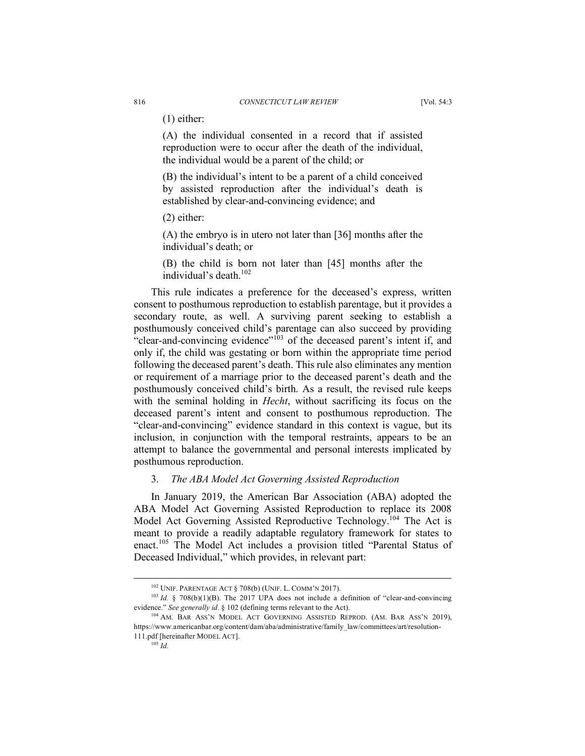(1) either:

(A) the individual consented in a record that if assisted reproduction were to occur after the death of the individual, the individual would be a parent of the child; or

(B) the individual's intent to be a parent of a child conceived by assisted reproduction after the individual's death is established by clear-and-convincing evidence; and

(2) either:

(A) the embryo is in utero not later than [36] months after the individual's death; or

(B) the child is born not later than [45] months after the individual's death.[102]

This rule indicates a preference for the deceased's express, written consent to posthumous reproduction to establish parentage, but it provides a secondary route, as well. A surviving parent seeking to establish a posthumously conceived child's parentage can also succeed by providing "clear-and-convincing evidence"[103] of the deceased parent's intent if, and only if, the child was gestating or born within the appropriate time period following the deceased parent's death. This rule also eliminates any mention or requirement of a marriage prior to the deceased parent's death and the posthumously conceived child's birth. As a result, the revised rule keeps with the seminal holding in *Hecht*, without sacrificing its focus on the deceased parent's intent and consent to posthumous reproduction. The "clear-and-convincing" evidence standard in this context is vague, but its inclusion, in conjunction with the temporal restraints, appears to be an attempt to balance the governmental and personal interests implicated by posthumous reproduction.

### 3. *The ABA Model Act Governing Assisted Reproduction*

In January 2019, the American Bar Association (ABA) adopted the ABA Model Act Governing Assisted Reproduction to replace its 2008 Model Act Governing Assisted Reproductive Technology.[104] The Act is meant to provide a readily adaptable regulatory framework for states to enact.[105] The Model Act includes a provision titled "Parental Status of Deceased Individual," which provides, in relevant part:

---

[102] UNIF. PARENTAGE ACT § 708(b) (UNIF. L. COMM'N 2017).

[103] *Id.* § 708(b)(1)(B). The 2017 UPA does not include a definition of "clear-and-convincing evidence." *See generally id.* § 102 (defining terms relevant to the Act).

[104] AM. BAR ASS'N MODEL ACT GOVERNING ASSISTED REPROD. (AM. BAR ASS'N 2019), https://www.americanbar.org/content/dam/aba/administrative/family_law/committees/art/resolution-111.pdf [hereinafter MODEL ACT].

[105] *Id.*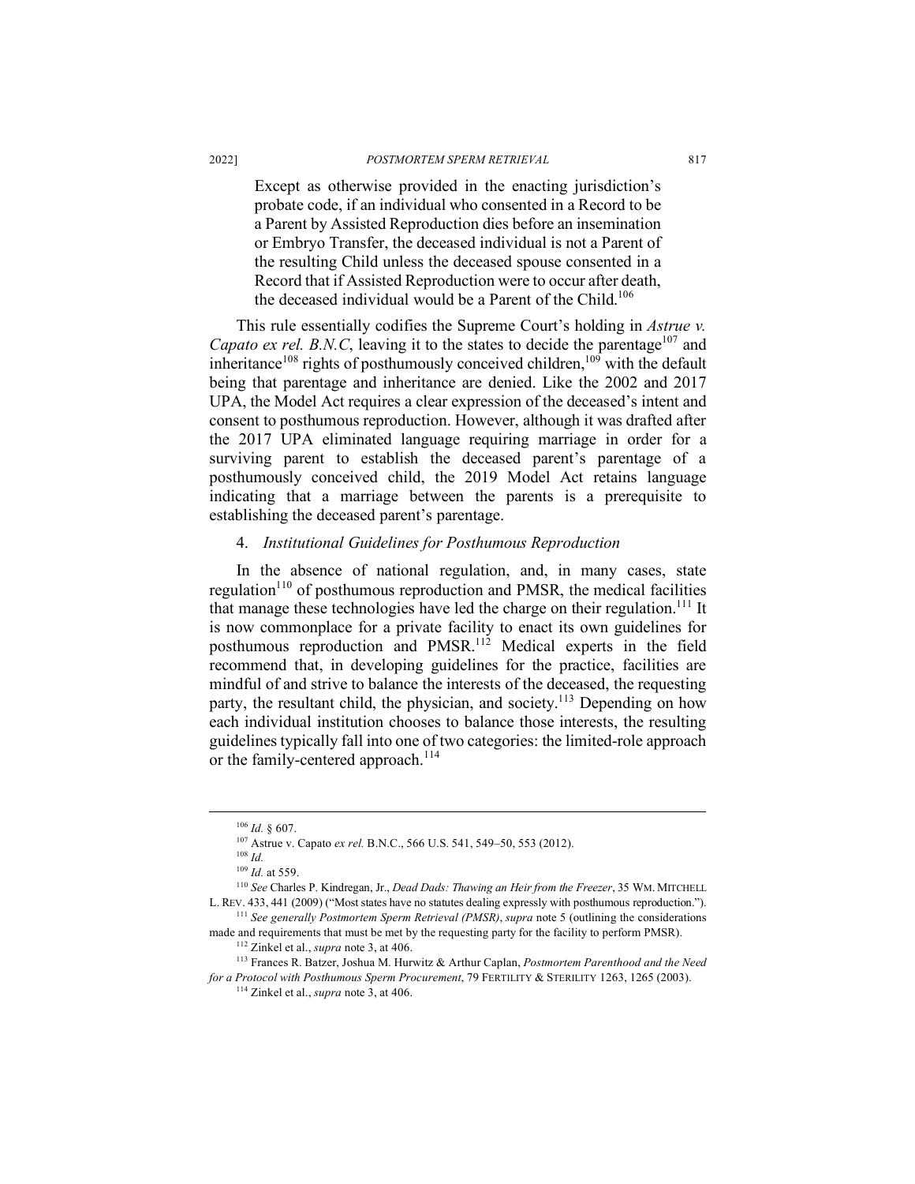> Except as otherwise provided in the enacting jurisdiction's probate code, if an individual who consented in a Record to be a Parent by Assisted Reproduction dies before an insemination or Embryo Transfer, the deceased individual is not a Parent of the resulting Child unless the deceased spouse consented in a Record that if Assisted Reproduction were to occur after death, the deceased individual would be a Parent of the Child.[106]

This rule essentially codifies the Supreme Court's holding in *Astrue v. Capato ex rel. B.N.C*, leaving it to the states to decide the parentage[107] and inheritance[108] rights of posthumously conceived children,[109] with the default being that parentage and inheritance are denied. Like the 2002 and 2017 UPA, the Model Act requires a clear expression of the deceased's intent and consent to posthumous reproduction. However, although it was drafted after the 2017 UPA eliminated language requiring marriage in order for a surviving parent to establish the deceased parent's parentage of a posthumously conceived child, the 2019 Model Act retains language indicating that a marriage between the parents is a prerequisite to establishing the deceased parent's parentage.

#### 4. *Institutional Guidelines for Posthumous Reproduction*

In the absence of national regulation, and, in many cases, state regulation[110] of posthumous reproduction and PMSR, the medical facilities that manage these technologies have led the charge on their regulation.[111] It is now commonplace for a private facility to enact its own guidelines for posthumous reproduction and PMSR.[112] Medical experts in the field recommend that, in developing guidelines for the practice, facilities are mindful of and strive to balance the interests of the deceased, the requesting party, the resultant child, the physician, and society.[113] Depending on how each individual institution chooses to balance those interests, the resulting guidelines typically fall into one of two categories: the limited-role approach or the family-centered approach.[114]

---

[106] *Id.* § 607.

[107] Astrue v. Capato *ex rel.* B.N.C., 566 U.S. 541, 549–50, 553 (2012).

[108] *Id.*

[109] *Id.* at 559.

[110] *See* Charles P. Kindregan, Jr., *Dead Dads: Thawing an Heir from the Freezer*, 35 WM. MITCHELL L. REV. 433, 441 (2009) ("Most states have no statutes dealing expressly with posthumous reproduction.").

[111] *See generally Postmortem Sperm Retrieval (PMSR)*, *supra* note 5 (outlining the considerations made and requirements that must be met by the requesting party for the facility to perform PMSR).

[112] Zinkel et al., *supra* note 3, at 406.

[113] Frances R. Batzer, Joshua M. Hurwitz & Arthur Caplan, *Postmortem Parenthood and the Need for a Protocol with Posthumous Sperm Procurement*, 79 FERTILITY & STERILITY 1263, 1265 (2003).

[114] Zinkel et al., *supra* note 3, at 406.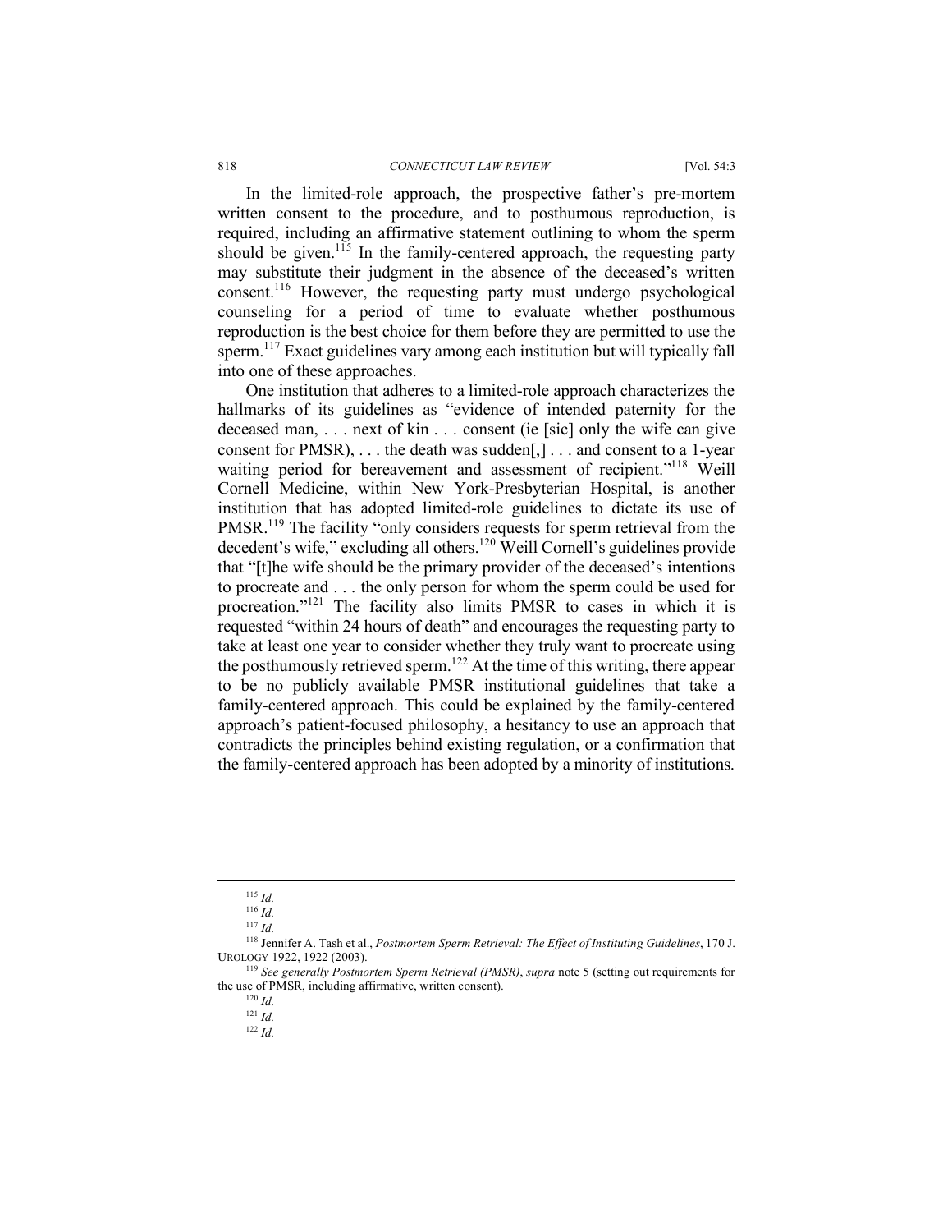In the limited-role approach, the prospective father's pre-mortem written consent to the procedure, and to posthumous reproduction, is required, including an affirmative statement outlining to whom the sperm should be given.[115] In the family-centered approach, the requesting party may substitute their judgment in the absence of the deceased's written consent.[116] However, the requesting party must undergo psychological counseling for a period of time to evaluate whether posthumous reproduction is the best choice for them before they are permitted to use the sperm.[117] Exact guidelines vary among each institution but will typically fall into one of these approaches.

One institution that adheres to a limited-role approach characterizes the hallmarks of its guidelines as "evidence of intended paternity for the deceased man, . . . next of kin . . . consent (ie [sic] only the wife can give consent for PMSR), . . . the death was sudden[,] . . . and consent to a 1-year waiting period for bereavement and assessment of recipient."[118] Weill Cornell Medicine, within New York-Presbyterian Hospital, is another institution that has adopted limited-role guidelines to dictate its use of PMSR.[119] The facility "only considers requests for sperm retrieval from the decedent's wife," excluding all others.[120] Weill Cornell's guidelines provide that "[t]he wife should be the primary provider of the deceased's intentions to procreate and . . . the only person for whom the sperm could be used for procreation."[121] The facility also limits PMSR to cases in which it is requested "within 24 hours of death" and encourages the requesting party to take at least one year to consider whether they truly want to procreate using the posthumously retrieved sperm.[122] At the time of this writing, there appear to be no publicly available PMSR institutional guidelines that take a family-centered approach. This could be explained by the family-centered approach's patient-focused philosophy, a hesitancy to use an approach that contradicts the principles behind existing regulation, or a confirmation that the family-centered approach has been adopted by a minority of institutions.

---

[115] *Id.*

[116] *Id.*

[117] *Id.*

[118] Jennifer A. Tash et al., *Postmortem Sperm Retrieval: The Effect of Instituting Guidelines*, 170 J. UROLOGY 1922, 1922 (2003).

[119] *See generally Postmortem Sperm Retrieval (PMSR)*, *supra* note 5 (setting out requirements for the use of PMSR, including affirmative, written consent).

[120] *Id.*

[121] *Id.*

[122] *Id.*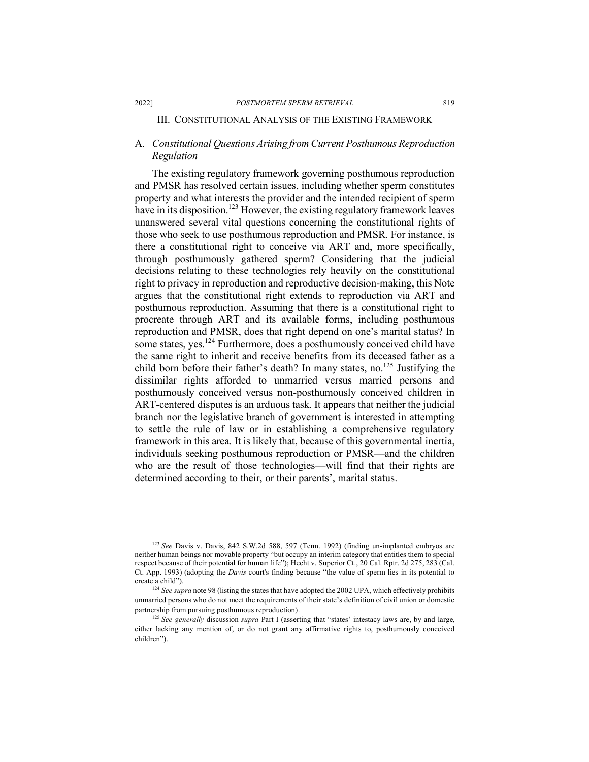## III. CONSTITUTIONAL ANALYSIS OF THE EXISTING FRAMEWORK

### A. *Constitutional Questions Arising from Current Posthumous Reproduction Regulation*

The existing regulatory framework governing posthumous reproduction and PMSR has resolved certain issues, including whether sperm constitutes property and what interests the provider and the intended recipient of sperm have in its disposition.[123] However, the existing regulatory framework leaves unanswered several vital questions concerning the constitutional rights of those who seek to use posthumous reproduction and PMSR. For instance, is there a constitutional right to conceive via ART and, more specifically, through posthumously gathered sperm? Considering that the judicial decisions relating to these technologies rely heavily on the constitutional right to privacy in reproduction and reproductive decision-making, this Note argues that the constitutional right extends to reproduction via ART and posthumous reproduction. Assuming that there is a constitutional right to procreate through ART and its available forms, including posthumous reproduction and PMSR, does that right depend on one's marital status? In some states, yes.[124] Furthermore, does a posthumously conceived child have the same right to inherit and receive benefits from its deceased father as a child born before their father's death? In many states, no.[125] Justifying the dissimilar rights afforded to unmarried versus married persons and posthumously conceived versus non-posthumously conceived children in ART-centered disputes is an arduous task. It appears that neither the judicial branch nor the legislative branch of government is interested in attempting to settle the rule of law or in establishing a comprehensive regulatory framework in this area. It is likely that, because of this governmental inertia, individuals seeking posthumous reproduction or PMSR—and the children who are the result of those technologies—will find that their rights are determined according to their, or their parents', marital status.

---

[123] *See* Davis v. Davis, 842 S.W.2d 588, 597 (Tenn. 1992) (finding un-implanted embryos are neither human beings nor movable property "but occupy an interim category that entitles them to special respect because of their potential for human life"); Hecht v. Superior Ct., 20 Cal. Rptr. 2d 275, 283 (Cal. Ct. App. 1993) (adopting the *Davis* court's finding because "the value of sperm lies in its potential to create a child").

[124] *See supra* note 98 (listing the states that have adopted the 2002 UPA, which effectively prohibits unmarried persons who do not meet the requirements of their state's definition of civil union or domestic partnership from pursuing posthumous reproduction).

[125] *See generally* discussion *supra* Part I (asserting that "states' intestacy laws are, by and large, either lacking any mention of, or do not grant any affirmative rights to, posthumously conceived children").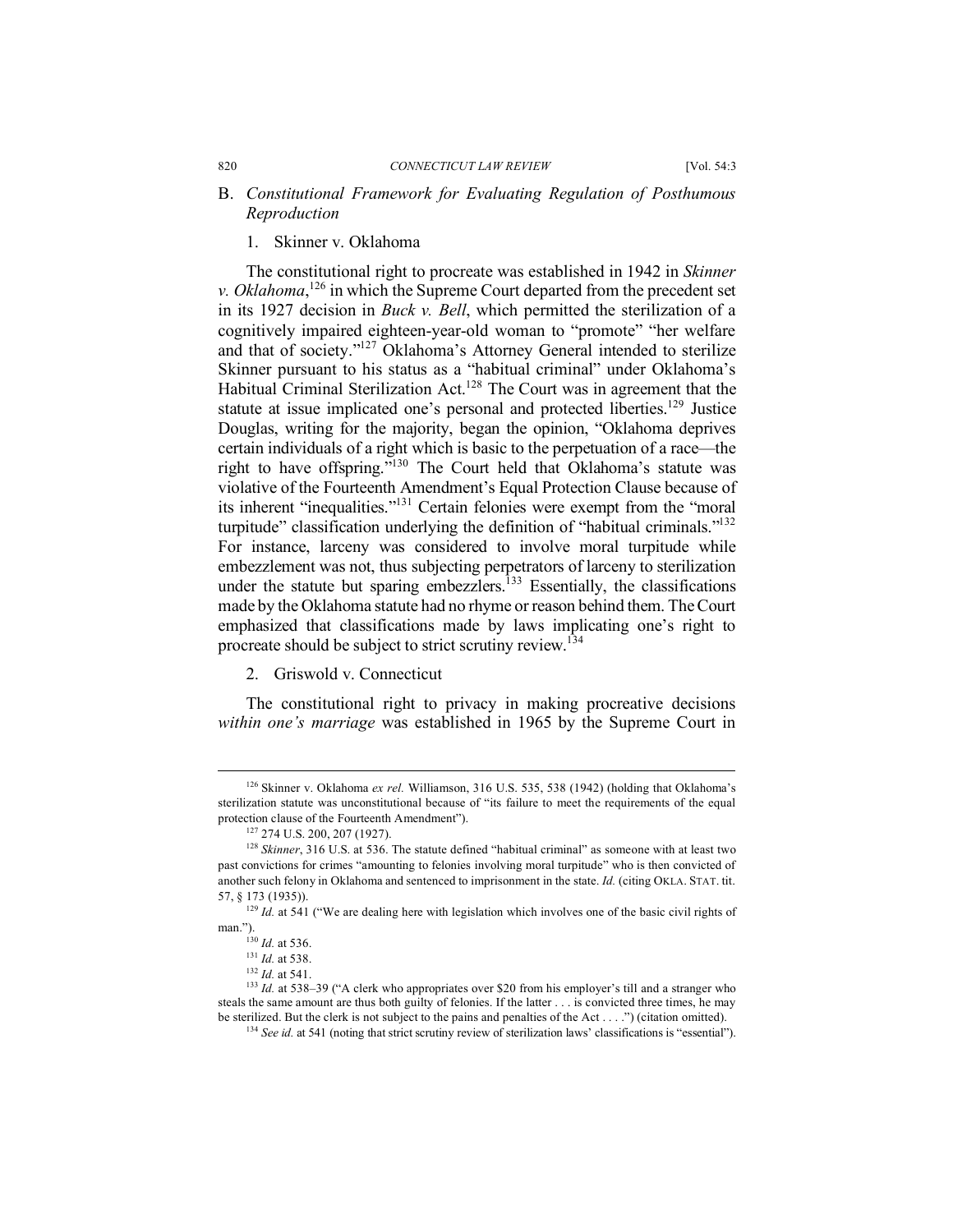## B. *Constitutional Framework for Evaluating Regulation of Posthumous Reproduction*

### 1. Skinner v. Oklahoma

The constitutional right to procreate was established in 1942 in *Skinner v. Oklahoma*,[126] in which the Supreme Court departed from the precedent set in its 1927 decision in *Buck v. Bell*, which permitted the sterilization of a cognitively impaired eighteen-year-old woman to "promote" "her welfare and that of society."[127] Oklahoma's Attorney General intended to sterilize Skinner pursuant to his status as a "habitual criminal" under Oklahoma's Habitual Criminal Sterilization Act.[128] The Court was in agreement that the statute at issue implicated one's personal and protected liberties.[129] Justice Douglas, writing for the majority, began the opinion, "Oklahoma deprives certain individuals of a right which is basic to the perpetuation of a race—the right to have offspring."[130] The Court held that Oklahoma's statute was violative of the Fourteenth Amendment's Equal Protection Clause because of its inherent "inequalities."[131] Certain felonies were exempt from the "moral turpitude" classification underlying the definition of "habitual criminals."[132] For instance, larceny was considered to involve moral turpitude while embezzlement was not, thus subjecting perpetrators of larceny to sterilization under the statute but sparing embezzlers.[133] Essentially, the classifications made by the Oklahoma statute had no rhyme or reason behind them. The Court emphasized that classifications made by laws implicating one's right to procreate should be subject to strict scrutiny review.[134]

### 2. Griswold v. Connecticut

The constitutional right to privacy in making procreative decisions *within one's marriage* was established in 1965 by the Supreme Court in

---

[126] Skinner v. Oklahoma *ex rel.* Williamson, 316 U.S. 535, 538 (1942) (holding that Oklahoma's sterilization statute was unconstitutional because of "its failure to meet the requirements of the equal protection clause of the Fourteenth Amendment").

[127] 274 U.S. 200, 207 (1927).

[128] *Skinner*, 316 U.S. at 536. The statute defined "habitual criminal" as someone with at least two past convictions for crimes "amounting to felonies involving moral turpitude" who is then convicted of another such felony in Oklahoma and sentenced to imprisonment in the state. *Id.* (citing OKLA. STAT. tit. 57, § 173 (1935)).

[129] *Id.* at 541 ("We are dealing here with legislation which involves one of the basic civil rights of man.").

[130] *Id.* at 536.

[131] *Id.* at 538.

[132] *Id.* at 541.

[133] *Id.* at 538–39 ("A clerk who appropriates over $20 from his employer's till and a stranger who steals the same amount are thus both guilty of felonies. If the latter . . . is convicted three times, he may be sterilized. But the clerk is not subject to the pains and penalties of the Act . . . .") (citation omitted).

[134] *See id.* at 541 (noting that strict scrutiny review of sterilization laws' classifications is "essential").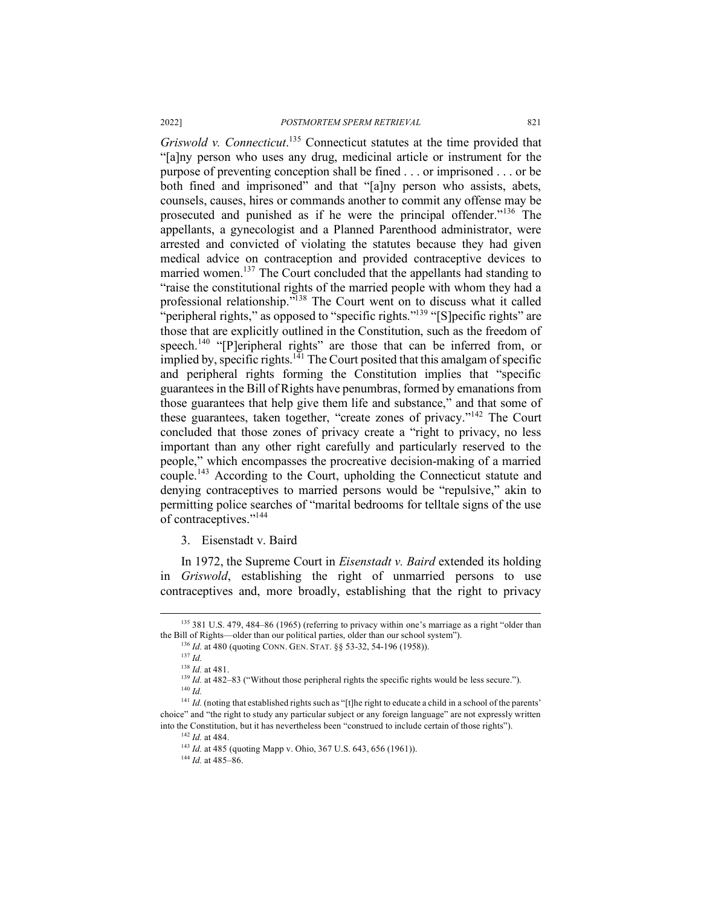*Griswold v. Connecticut*.[135] Connecticut statutes at the time provided that "[a]ny person who uses any drug, medicinal article or instrument for the purpose of preventing conception shall be fined . . . or imprisoned . . . or be both fined and imprisoned" and that "[a]ny person who assists, abets, counsels, causes, hires or commands another to commit any offense may be prosecuted and punished as if he were the principal offender."[136] The appellants, a gynecologist and a Planned Parenthood administrator, were arrested and convicted of violating the statutes because they had given medical advice on contraception and provided contraceptive devices to married women.[137] The Court concluded that the appellants had standing to "raise the constitutional rights of the married people with whom they had a professional relationship."[138] The Court went on to discuss what it called "peripheral rights," as opposed to "specific rights."[139] "[S]pecific rights" are those that are explicitly outlined in the Constitution, such as the freedom of speech.[140] "[P]eripheral rights" are those that can be inferred from, or implied by, specific rights.[141] The Court posited that this amalgam of specific and peripheral rights forming the Constitution implies that "specific guarantees in the Bill of Rights have penumbras, formed by emanations from those guarantees that help give them life and substance," and that some of these guarantees, taken together, "create zones of privacy."[142] The Court concluded that those zones of privacy create a "right to privacy, no less important than any other right carefully and particularly reserved to the people," which encompasses the procreative decision-making of a married couple.[143] According to the Court, upholding the Connecticut statute and denying contraceptives to married persons would be "repulsive," akin to permitting police searches of "marital bedrooms for telltale signs of the use of contraceptives."[144]

3. Eisenstadt v. Baird

In 1972, the Supreme Court in *Eisenstadt v. Baird* extended its holding in *Griswold*, establishing the right of unmarried persons to use contraceptives and, more broadly, establishing that the right to privacy

[135] 381 U.S. 479, 484–86 (1965) (referring to privacy within one's marriage as a right "older than the Bill of Rights—older than our political parties, older than our school system").

[136] *Id.* at 480 (quoting CONN. GEN. STAT. §§ 53-32, 54-196 (1958)).

[137] *Id.*

[138] *Id.* at 481.

[139] *Id.* at 482–83 ("Without those peripheral rights the specific rights would be less secure.").

[140] *Id.*

[141] *Id.* (noting that established rights such as "[t]he right to educate a child in a school of the parents' choice" and "the right to study any particular subject or any foreign language" are not expressly written into the Constitution, but it has nevertheless been "construed to include certain of those rights").

[142] *Id.* at 484.

[143] *Id.* at 485 (quoting Mapp v. Ohio, 367 U.S. 643, 656 (1961)).

[144] *Id.* at 485–86.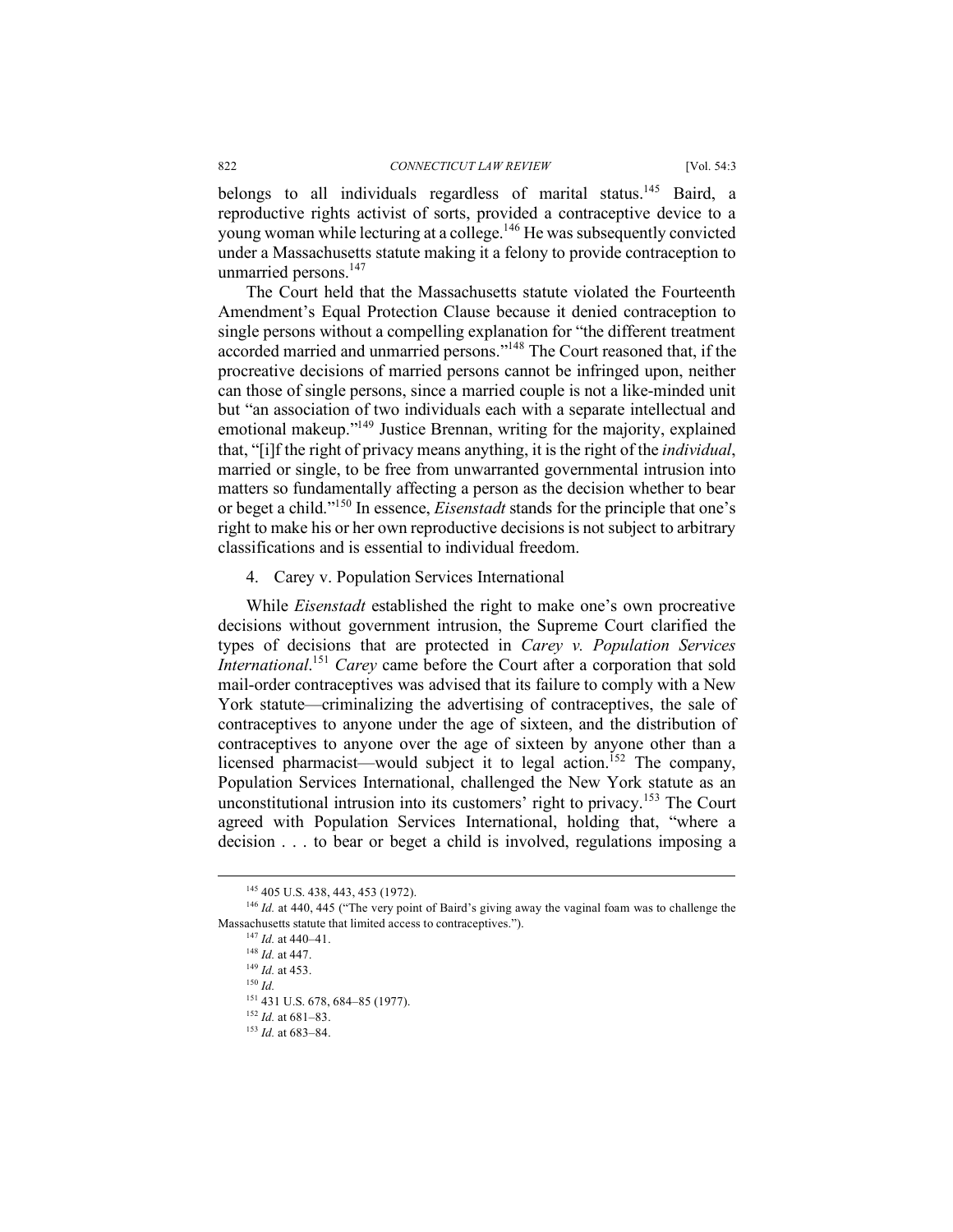belongs to all individuals regardless of marital status.[145] Baird, a reproductive rights activist of sorts, provided a contraceptive device to a young woman while lecturing at a college.[146] He was subsequently convicted under a Massachusetts statute making it a felony to provide contraception to unmarried persons.[147]

The Court held that the Massachusetts statute violated the Fourteenth Amendment's Equal Protection Clause because it denied contraception to single persons without a compelling explanation for "the different treatment accorded married and unmarried persons."[148] The Court reasoned that, if the procreative decisions of married persons cannot be infringed upon, neither can those of single persons, since a married couple is not a like-minded unit but "an association of two individuals each with a separate intellectual and emotional makeup."[149] Justice Brennan, writing for the majority, explained that, "[i]f the right of privacy means anything, it is the right of the *individual*, married or single, to be free from unwarranted governmental intrusion into matters so fundamentally affecting a person as the decision whether to bear or beget a child."[150] In essence, *Eisenstadt* stands for the principle that one's right to make his or her own reproductive decisions is not subject to arbitrary classifications and is essential to individual freedom.

4. Carey v. Population Services International

While *Eisenstadt* established the right to make one's own procreative decisions without government intrusion, the Supreme Court clarified the types of decisions that are protected in *Carey v. Population Services International*.[151] *Carey* came before the Court after a corporation that sold mail-order contraceptives was advised that its failure to comply with a New York statute—criminalizing the advertising of contraceptives, the sale of contraceptives to anyone under the age of sixteen, and the distribution of contraceptives to anyone over the age of sixteen by anyone other than a licensed pharmacist—would subject it to legal action.[152] The company, Population Services International, challenged the New York statute as an unconstitutional intrusion into its customers' right to privacy.[153] The Court agreed with Population Services International, holding that, "where a decision . . . to bear or beget a child is involved, regulations imposing a

[145] 405 U.S. 438, 443, 453 (1972).

[146] *Id.* at 440, 445 ("The very point of Baird's giving away the vaginal foam was to challenge the Massachusetts statute that limited access to contraceptives.").

[147] *Id.* at 440–41.

[148] *Id.* at 447.

[149] *Id.* at 453.

[150] *Id.*

[151] 431 U.S. 678, 684–85 (1977).

[152] *Id.* at 681–83.

[153] *Id.* at 683–84.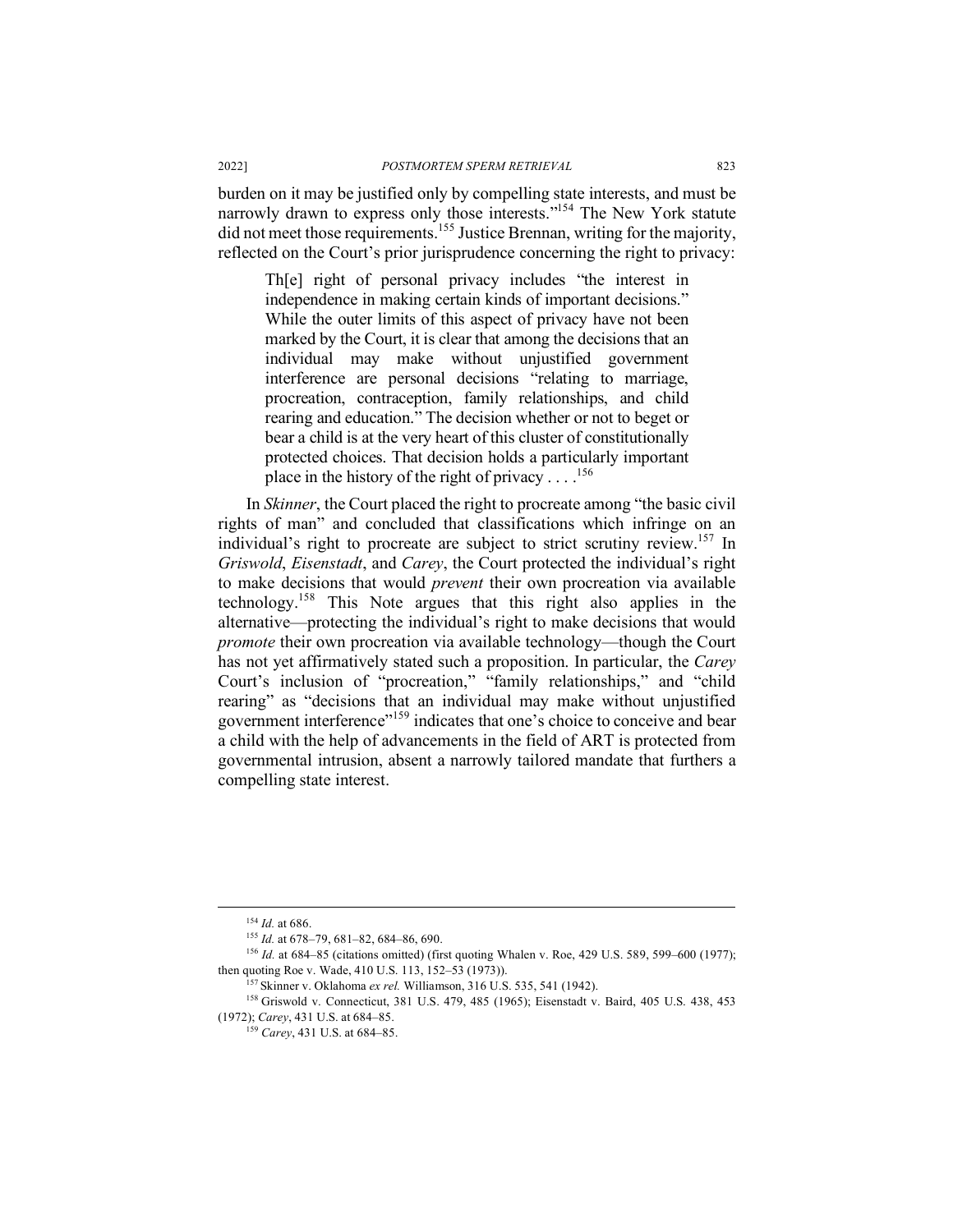burden on it may be justified only by compelling state interests, and must be narrowly drawn to express only those interests."[154] The New York statute did not meet those requirements.[155] Justice Brennan, writing for the majority, reflected on the Court's prior jurisprudence concerning the right to privacy:

> Th[e] right of personal privacy includes "the interest in independence in making certain kinds of important decisions." While the outer limits of this aspect of privacy have not been marked by the Court, it is clear that among the decisions that an individual may make without unjustified government interference are personal decisions "relating to marriage, procreation, contraception, family relationships, and child rearing and education." The decision whether or not to beget or bear a child is at the very heart of this cluster of constitutionally protected choices. That decision holds a particularly important place in the history of the right of privacy . . . .[156]

In *Skinner*, the Court placed the right to procreate among "the basic civil rights of man" and concluded that classifications which infringe on an individual's right to procreate are subject to strict scrutiny review.[157] In *Griswold*, *Eisenstadt*, and *Carey*, the Court protected the individual's right to make decisions that would *prevent* their own procreation via available technology.[158] This Note argues that this right also applies in the alternative—protecting the individual's right to make decisions that would *promote* their own procreation via available technology—though the Court has not yet affirmatively stated such a proposition. In particular, the *Carey* Court's inclusion of "procreation," "family relationships," and "child rearing" as "decisions that an individual may make without unjustified government interference"[159] indicates that one's choice to conceive and bear a child with the help of advancements in the field of ART is protected from governmental intrusion, absent a narrowly tailored mandate that furthers a compelling state interest.

---

[154] *Id.* at 686.

[155] *Id.* at 678–79, 681–82, 684–86, 690.

[156] *Id.* at 684–85 (citations omitted) (first quoting Whalen v. Roe, 429 U.S. 589, 599–600 (1977); then quoting Roe v. Wade, 410 U.S. 113, 152–53 (1973)).

[157] Skinner v. Oklahoma *ex rel.* Williamson, 316 U.S. 535, 541 (1942).

[158] Griswold v. Connecticut, 381 U.S. 479, 485 (1965); Eisenstadt v. Baird, 405 U.S. 438, 453 (1972); *Carey*, 431 U.S. at 684–85.

[159] *Carey*, 431 U.S. at 684–85.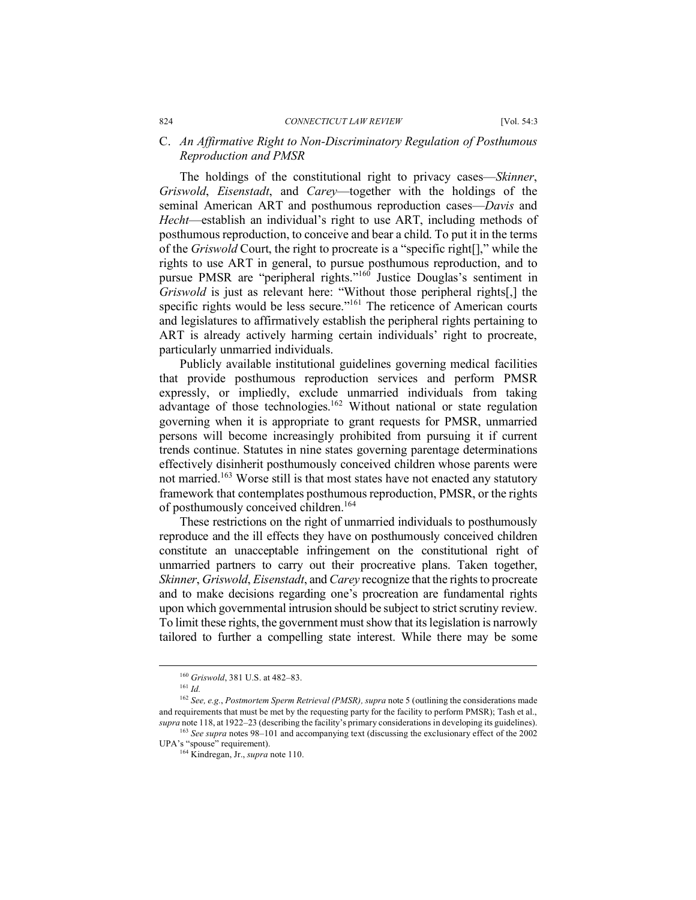### C. *An Affirmative Right to Non-Discriminatory Regulation of Posthumous Reproduction and PMSR*

The holdings of the constitutional right to privacy cases—*Skinner*, *Griswold*, *Eisenstadt*, and *Carey*—together with the holdings of the seminal American ART and posthumous reproduction cases—*Davis* and *Hecht*—establish an individual's right to use ART, including methods of posthumous reproduction, to conceive and bear a child. To put it in the terms of the *Griswold* Court, the right to procreate is a "specific right[]," while the rights to use ART in general, to pursue posthumous reproduction, and to pursue PMSR are "peripheral rights."[160] Justice Douglas's sentiment in *Griswold* is just as relevant here: "Without those peripheral rights[,] the specific rights would be less secure."[161] The reticence of American courts and legislatures to affirmatively establish the peripheral rights pertaining to ART is already actively harming certain individuals' right to procreate, particularly unmarried individuals.

Publicly available institutional guidelines governing medical facilities that provide posthumous reproduction services and perform PMSR expressly, or impliedly, exclude unmarried individuals from taking advantage of those technologies.[162] Without national or state regulation governing when it is appropriate to grant requests for PMSR, unmarried persons will become increasingly prohibited from pursuing it if current trends continue. Statutes in nine states governing parentage determinations effectively disinherit posthumously conceived children whose parents were not married.[163] Worse still is that most states have not enacted any statutory framework that contemplates posthumous reproduction, PMSR, or the rights of posthumously conceived children.[164]

These restrictions on the right of unmarried individuals to posthumously reproduce and the ill effects they have on posthumously conceived children constitute an unacceptable infringement on the constitutional right of unmarried partners to carry out their procreative plans. Taken together, *Skinner*, *Griswold*, *Eisenstadt*, and *Carey* recognize that the rights to procreate and to make decisions regarding one's procreation are fundamental rights upon which governmental intrusion should be subject to strict scrutiny review. To limit these rights, the government must show that its legislation is narrowly tailored to further a compelling state interest. While there may be some

---

[160] *Griswold*, 381 U.S. at 482–83.

[161] *Id.*

[162] *See, e.g.*, *Postmortem Sperm Retrieval (PMSR), supra* note 5 (outlining the considerations made and requirements that must be met by the requesting party for the facility to perform PMSR); Tash et al., *supra* note 118, at 1922–23 (describing the facility's primary considerations in developing its guidelines).

[163] *See supra* notes 98–101 and accompanying text (discussing the exclusionary effect of the 2002 UPA's "spouse" requirement).

[164] Kindregan, Jr., *supra* note 110.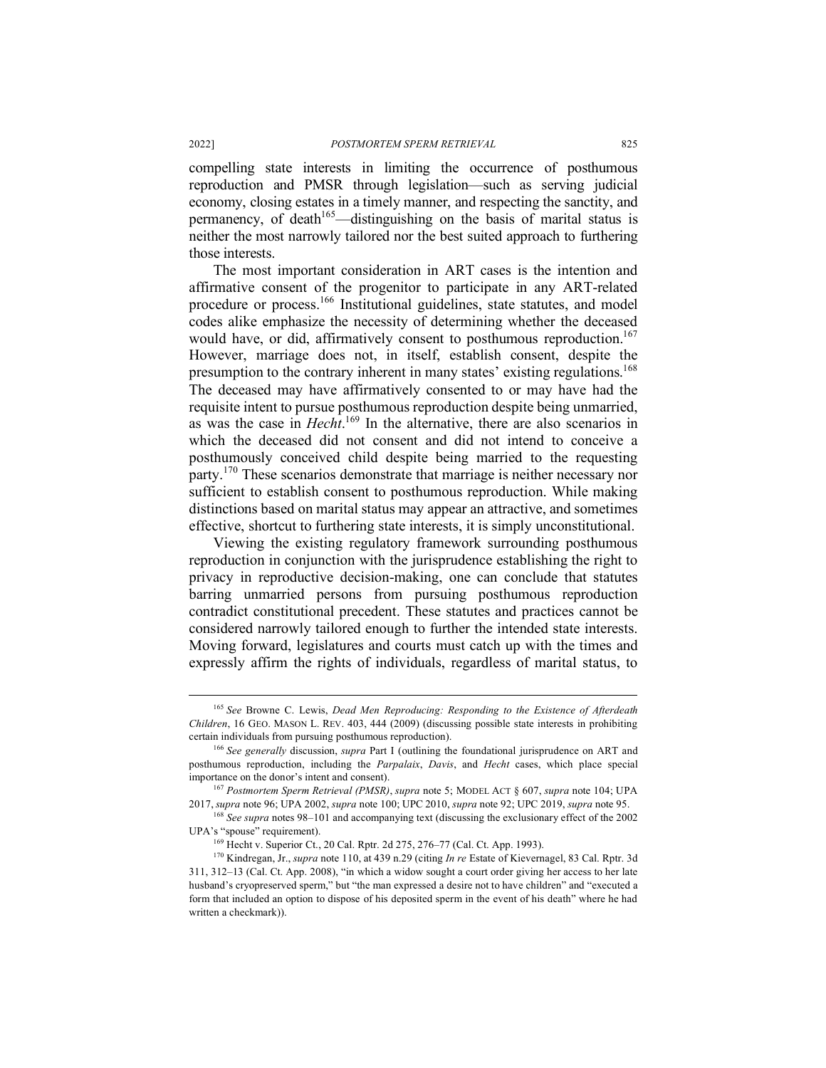compelling state interests in limiting the occurrence of posthumous reproduction and PMSR through legislation—such as serving judicial economy, closing estates in a timely manner, and respecting the sanctity, and permanency, of death[165]—distinguishing on the basis of marital status is neither the most narrowly tailored nor the best suited approach to furthering those interests.

The most important consideration in ART cases is the intention and affirmative consent of the progenitor to participate in any ART-related procedure or process.[166] Institutional guidelines, state statutes, and model codes alike emphasize the necessity of determining whether the deceased would have, or did, affirmatively consent to posthumous reproduction.[167] However, marriage does not, in itself, establish consent, despite the presumption to the contrary inherent in many states' existing regulations.[168] The deceased may have affirmatively consented to or may have had the requisite intent to pursue posthumous reproduction despite being unmarried, as was the case in *Hecht*.[169] In the alternative, there are also scenarios in which the deceased did not consent and did not intend to conceive a posthumously conceived child despite being married to the requesting party.[170] These scenarios demonstrate that marriage is neither necessary nor sufficient to establish consent to posthumous reproduction. While making distinctions based on marital status may appear an attractive, and sometimes effective, shortcut to furthering state interests, it is simply unconstitutional.

Viewing the existing regulatory framework surrounding posthumous reproduction in conjunction with the jurisprudence establishing the right to privacy in reproductive decision-making, one can conclude that statutes barring unmarried persons from pursuing posthumous reproduction contradict constitutional precedent. These statutes and practices cannot be considered narrowly tailored enough to further the intended state interests. Moving forward, legislatures and courts must catch up with the times and expressly affirm the rights of individuals, regardless of marital status, to

---

[165] *See* Browne C. Lewis, *Dead Men Reproducing: Responding to the Existence of Afterdeath Children*, 16 GEO. MASON L. REV. 403, 444 (2009) (discussing possible state interests in prohibiting certain individuals from pursuing posthumous reproduction).

[166] *See generally* discussion, *supra* Part I (outlining the foundational jurisprudence on ART and posthumous reproduction, including the *Parpalaix*, *Davis*, and *Hecht* cases, which place special importance on the donor's intent and consent).

[167] *Postmortem Sperm Retrieval (PMSR)*, *supra* note 5; MODEL ACT § 607, *supra* note 104; UPA 2017, *supra* note 96; UPA 2002, *supra* note 100; UPC 2010, *supra* note 92; UPC 2019, *supra* note 95.

[168] *See supra* notes 98–101 and accompanying text (discussing the exclusionary effect of the 2002 UPA's "spouse" requirement).

[169] Hecht v. Superior Ct., 20 Cal. Rptr. 2d 275, 276–77 (Cal. Ct. App. 1993).

[170] Kindregan, Jr., *supra* note 110, at 439 n.29 (citing *In re* Estate of Kievernagel, 83 Cal. Rptr. 3d 311, 312–13 (Cal. Ct. App. 2008), "in which a widow sought a court order giving her access to her late husband's cryopreserved sperm," but "the man expressed a desire not to have children" and "executed a form that included an option to dispose of his deposited sperm in the event of his death" where he had written a checkmark)).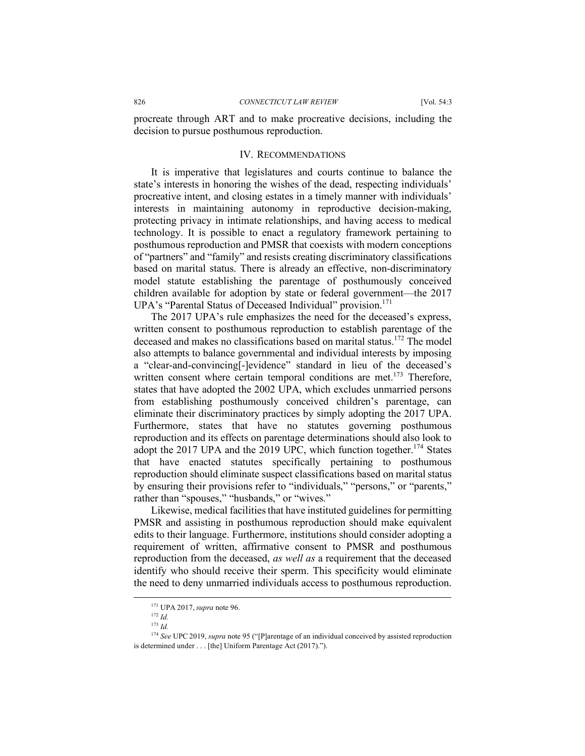procreate through ART and to make procreative decisions, including the decision to pursue posthumous reproduction.

## IV. RECOMMENDATIONS

It is imperative that legislatures and courts continue to balance the state's interests in honoring the wishes of the dead, respecting individuals' procreative intent, and closing estates in a timely manner with individuals' interests in maintaining autonomy in reproductive decision-making, protecting privacy in intimate relationships, and having access to medical technology. It is possible to enact a regulatory framework pertaining to posthumous reproduction and PMSR that coexists with modern conceptions of "partners" and "family" and resists creating discriminatory classifications based on marital status. There is already an effective, non-discriminatory model statute establishing the parentage of posthumously conceived children available for adoption by state or federal government—the 2017 UPA's "Parental Status of Deceased Individual" provision.[171]

The 2017 UPA's rule emphasizes the need for the deceased's express, written consent to posthumous reproduction to establish parentage of the deceased and makes no classifications based on marital status.[172] The model also attempts to balance governmental and individual interests by imposing a "clear-and-convincing[-]evidence" standard in lieu of the deceased's written consent where certain temporal conditions are met.[173] Therefore, states that have adopted the 2002 UPA, which excludes unmarried persons from establishing posthumously conceived children's parentage, can eliminate their discriminatory practices by simply adopting the 2017 UPA. Furthermore, states that have no statutes governing posthumous reproduction and its effects on parentage determinations should also look to adopt the 2017 UPA and the 2019 UPC, which function together.[174] States that have enacted statutes specifically pertaining to posthumous reproduction should eliminate suspect classifications based on marital status by ensuring their provisions refer to "individuals," "persons," or "parents," rather than "spouses," "husbands," or "wives."

Likewise, medical facilities that have instituted guidelines for permitting PMSR and assisting in posthumous reproduction should make equivalent edits to their language. Furthermore, institutions should consider adopting a requirement of written, affirmative consent to PMSR and posthumous reproduction from the deceased, *as well as* a requirement that the deceased identify who should receive their sperm. This specificity would eliminate the need to deny unmarried individuals access to posthumous reproduction.

---

[171] UPA 2017, *supra* note 96.

[172] *Id.*

[173] *Id.*

[174] *See* UPC 2019, *supra* note 95 ("[P]arentage of an individual conceived by assisted reproduction is determined under . . . [the] Uniform Parentage Act (2017).").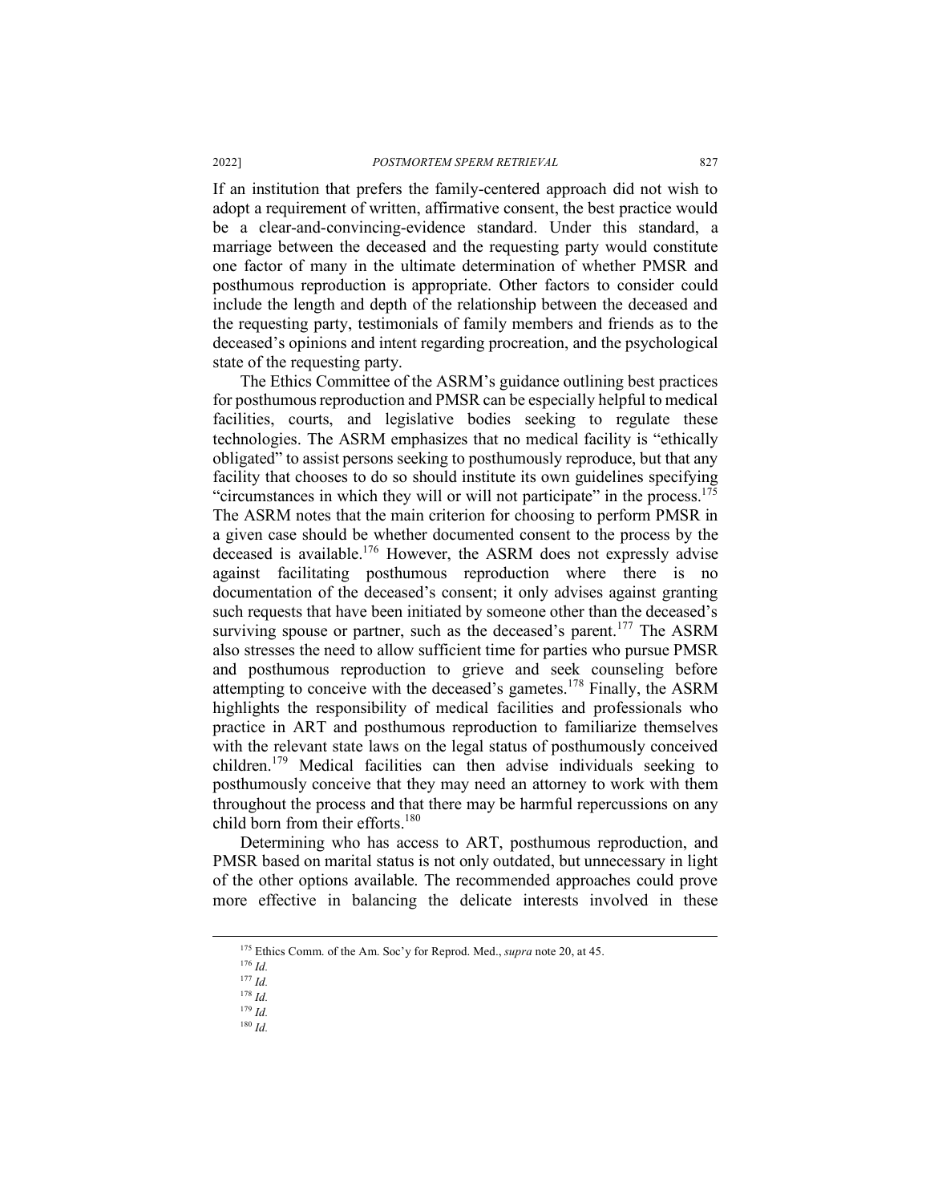If an institution that prefers the family-centered approach did not wish to adopt a requirement of written, affirmative consent, the best practice would be a clear-and-convincing-evidence standard. Under this standard, a marriage between the deceased and the requesting party would constitute one factor of many in the ultimate determination of whether PMSR and posthumous reproduction is appropriate. Other factors to consider could include the length and depth of the relationship between the deceased and the requesting party, testimonials of family members and friends as to the deceased's opinions and intent regarding procreation, and the psychological state of the requesting party.

The Ethics Committee of the ASRM's guidance outlining best practices for posthumous reproduction and PMSR can be especially helpful to medical facilities, courts, and legislative bodies seeking to regulate these technologies. The ASRM emphasizes that no medical facility is "ethically obligated" to assist persons seeking to posthumously reproduce, but that any facility that chooses to do so should institute its own guidelines specifying "circumstances in which they will or will not participate" in the process.[175] The ASRM notes that the main criterion for choosing to perform PMSR in a given case should be whether documented consent to the process by the deceased is available.[176] However, the ASRM does not expressly advise against facilitating posthumous reproduction where there is no documentation of the deceased's consent; it only advises against granting such requests that have been initiated by someone other than the deceased's surviving spouse or partner, such as the deceased's parent.[177] The ASRM also stresses the need to allow sufficient time for parties who pursue PMSR and posthumous reproduction to grieve and seek counseling before attempting to conceive with the deceased's gametes.[178] Finally, the ASRM highlights the responsibility of medical facilities and professionals who practice in ART and posthumous reproduction to familiarize themselves with the relevant state laws on the legal status of posthumously conceived children.[179] Medical facilities can then advise individuals seeking to posthumously conceive that they may need an attorney to work with them throughout the process and that there may be harmful repercussions on any child born from their efforts.[180]

Determining who has access to ART, posthumous reproduction, and PMSR based on marital status is not only outdated, but unnecessary in light of the other options available. The recommended approaches could prove more effective in balancing the delicate interests involved in these

---

[175] Ethics Comm. of the Am. Soc'y for Reprod. Med., *supra* note 20, at 45.

[176] *Id.*

[177] *Id.*

[178] *Id.*

[179] *Id.*

[180] *Id.*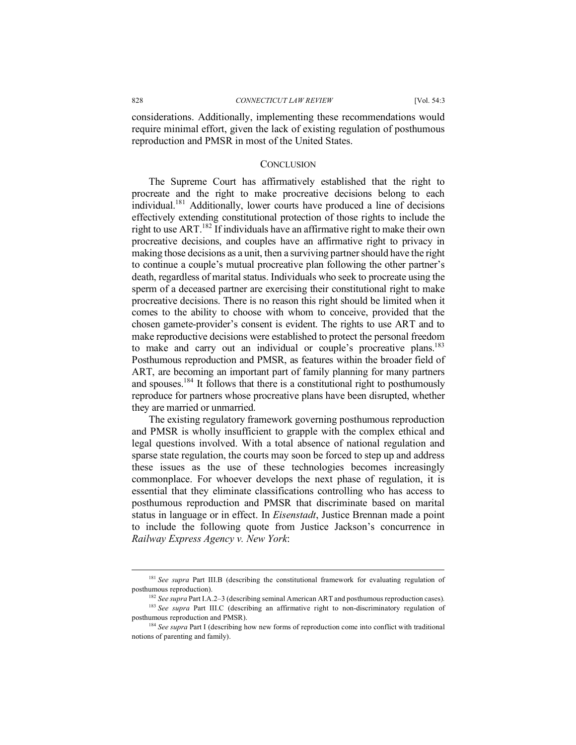considerations. Additionally, implementing these recommendations would require minimal effort, given the lack of existing regulation of posthumous reproduction and PMSR in most of the United States.

## CONCLUSION

The Supreme Court has affirmatively established that the right to procreate and the right to make procreative decisions belong to each individual.[181] Additionally, lower courts have produced a line of decisions effectively extending constitutional protection of those rights to include the right to use ART.[182] If individuals have an affirmative right to make their own procreative decisions, and couples have an affirmative right to privacy in making those decisions as a unit, then a surviving partner should have the right to continue a couple's mutual procreative plan following the other partner's death, regardless of marital status. Individuals who seek to procreate using the sperm of a deceased partner are exercising their constitutional right to make procreative decisions. There is no reason this right should be limited when it comes to the ability to choose with whom to conceive, provided that the chosen gamete-provider's consent is evident. The rights to use ART and to make reproductive decisions were established to protect the personal freedom to make and carry out an individual or couple's procreative plans.[183] Posthumous reproduction and PMSR, as features within the broader field of ART, are becoming an important part of family planning for many partners and spouses.[184] It follows that there is a constitutional right to posthumously reproduce for partners whose procreative plans have been disrupted, whether they are married or unmarried.

The existing regulatory framework governing posthumous reproduction and PMSR is wholly insufficient to grapple with the complex ethical and legal questions involved. With a total absence of national regulation and sparse state regulation, the courts may soon be forced to step up and address these issues as the use of these technologies becomes increasingly commonplace. For whoever develops the next phase of regulation, it is essential that they eliminate classifications controlling who has access to posthumous reproduction and PMSR that discriminate based on marital status in language or in effect. In *Eisenstadt*, Justice Brennan made a point to include the following quote from Justice Jackson's concurrence in *Railway Express Agency v. New York*:

---

[181] *See supra* Part III.B (describing the constitutional framework for evaluating regulation of posthumous reproduction).

[182] *See supra* Part I.A.2–3 (describing seminal American ART and posthumous reproduction cases).

[183] *See supra* Part III.C (describing an affirmative right to non-discriminatory regulation of posthumous reproduction and PMSR).

[184] *See supra* Part I (describing how new forms of reproduction come into conflict with traditional notions of parenting and family).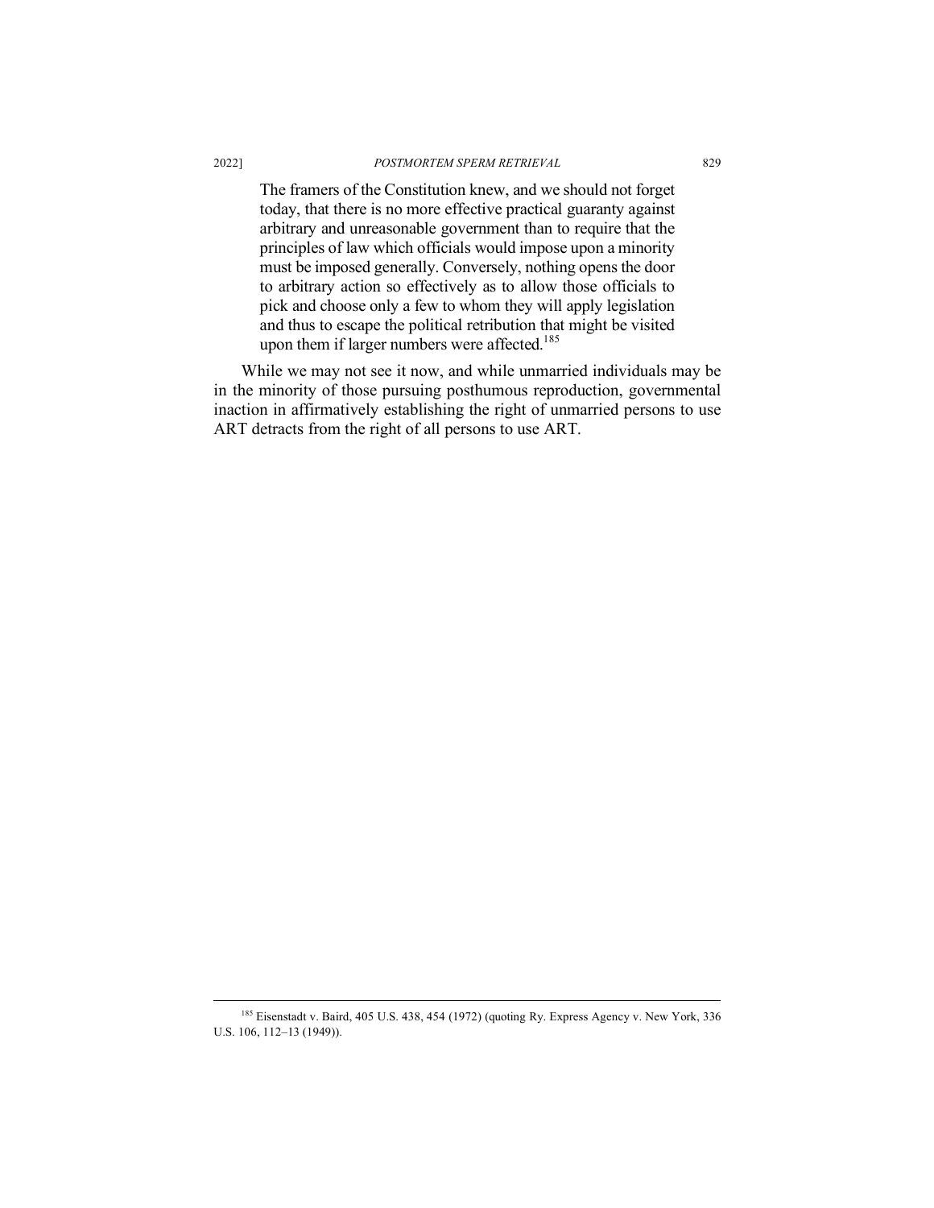> The framers of the Constitution knew, and we should not forget today, that there is no more effective practical guaranty against arbitrary and unreasonable government than to require that the principles of law which officials would impose upon a minority must be imposed generally. Conversely, nothing opens the door to arbitrary action so effectively as to allow those officials to pick and choose only a few to whom they will apply legislation and thus to escape the political retribution that might be visited upon them if larger numbers were affected.[185]

While we may not see it now, and while unmarried individuals may be in the minority of those pursuing posthumous reproduction, governmental inaction in affirmatively establishing the right of unmarried persons to use ART detracts from the right of all persons to use ART.

[185] Eisenstadt v. Baird, 405 U.S. 438, 454 (1972) (quoting Ry. Express Agency v. New York, 336 U.S. 106, 112–13 (1949)).